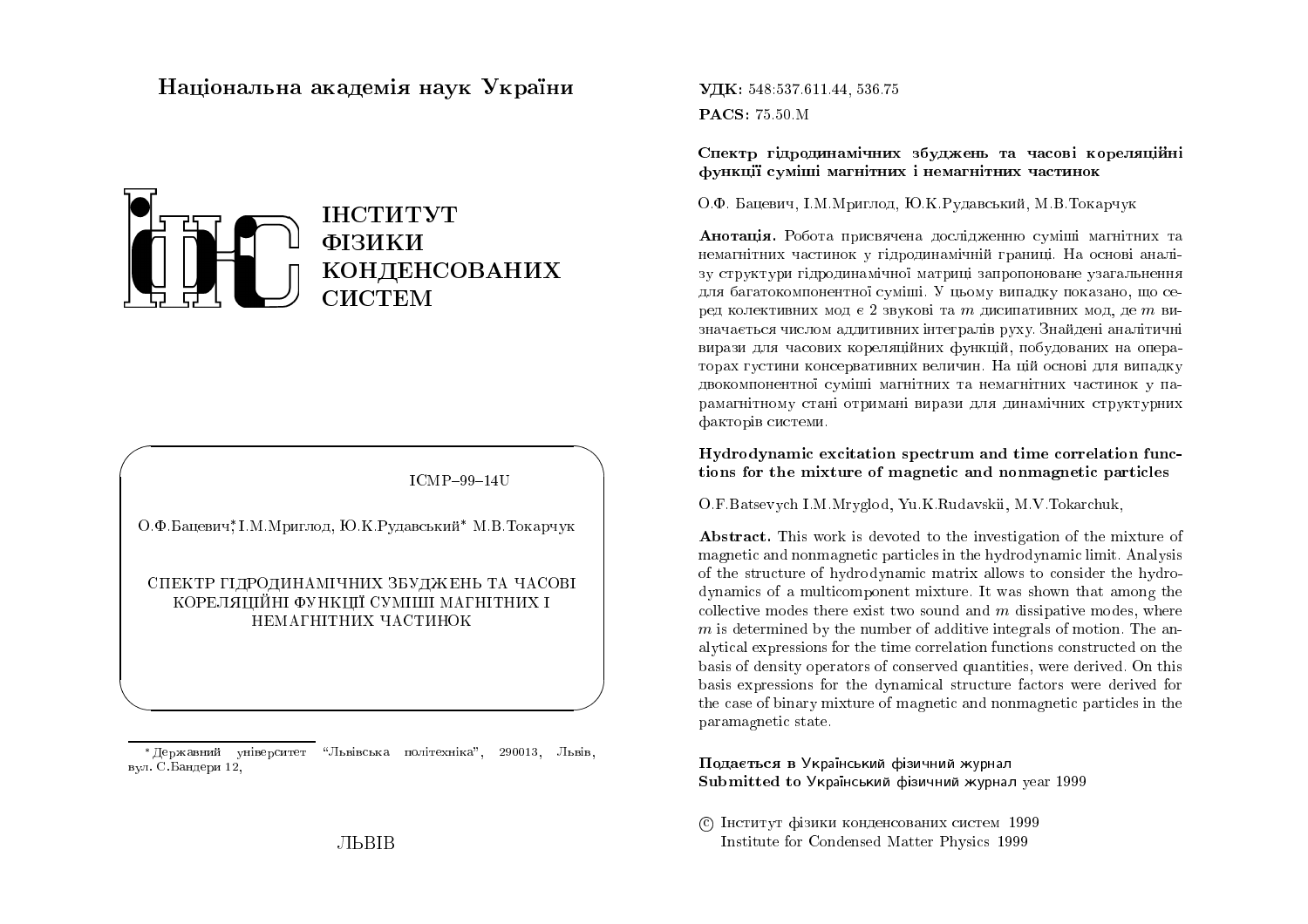Національна академія наук України

ІНСТИТУТ
ФІЗИКИ
КОНДЕНСОВАНИХ
СИСТЕМ

ICMP–99–14U

О.Ф.Бацевич*, І.М.Мриглод, Ю.К.Рудавський* М.В.Токарчук

СПЕКТР ГІДРОДИНАМІЧНИХ ЗБУДЖЕНЬ ТА ЧАСОВІ КОРЕЛЯЦІЙНІ ФУНКЦІЇ СУМІШІ МАГНІТНИХ І НЕМАГНІТНИХ ЧАСТИНОК

*Державний університет "Львівська політехніка", 290013, Львів, вул. С.Бандери 12,

ЛЬВІВ

**УДК:** 548:537.611.44, 536.75

**PACS:** 75.50.M

**Спектр гідродинамічних збуджень та часові кореляційні функції суміші магнітних і немагнітних частинок**

О.Ф. Бацевич, І.М.Мриглод, Ю.К.Рудавський, М.В.Токарчук

**Анотація.** Робота присвячена дослідженню суміші магнітних та немагнітних частинок у гідродинамічній границі. На основі аналізу структури гідродинамічної матриці запропоноване узагальнення для багатокомпонентної суміші. У цьому випадку показано, що серед колективних мод є 2 звукові та $m$ дисипативних мод, де $m$ визначається числом аддитивних інтегралів руху. Знайдені аналітичні вирази для часових кореляційних функцій, побудованих на операторах густини консервативних величин. На цій основі для випадку двокомпонентної суміші магнітних та немагнітних частинок у парамагнітному стані отримані вирази для динамічних структурних факторів системи.

**Hydrodynamic excitation spectrum and time correlation functions for the mixture of magnetic and nonmagnetic particles**

O.F.Batsevych I.M.Mryglod, Yu.K.Rudavskii, M.V.Tokarchuk,

**Abstract.** This work is devoted to the investigation of the mixture of magnetic and nonmagnetic particles in the hydrodynamic limit. Analysis of the structure of hydrodynamic matrix allows to consider the hydrodynamics of a multicomponent mixture. It was shown that among the collective modes there exist two sound and $m$ dissipative modes, where $m$ is determined by the number of additive integrals of motion. The analytical expressions for the time correlation functions constructed on the basis of density operators of conserved quantities, were derived. On this basis expressions for the dynamical structure factors were derived for the case of binary mixture of magnetic and nonmagnetic particles in the paramagnetic state.

**Подається в** Український фізичний журнал
**Submitted to** Український фізичний журнал year 1999

© Інститут фізики конденсованих систем 1999
Institute for Condensed Matter Physics 1999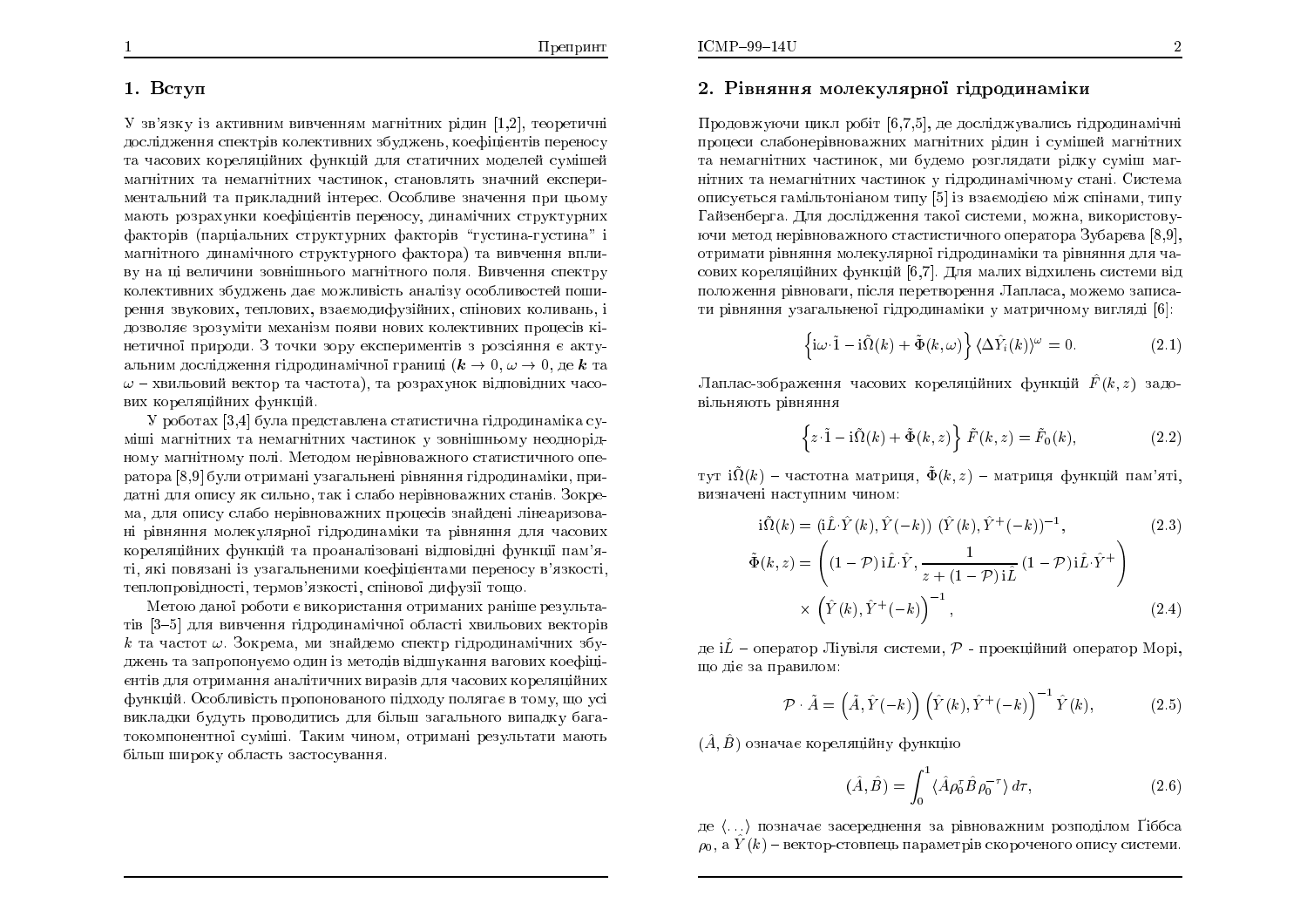## 1. Вступ

У зв'язку із активним вивченням магнітних рідин [1,2], теоретичні дослідження спектрів колективних збуджень, коефіцієнтів переносу та часових кореляційних функцій для статичних моделей сумішей магнітних та немагнітних частинок, становлять значний експериментальний та прикладний інтерес. Особливе значення при цьому мають розрахунки коефіцієнтів переносу, динамічних структурних факторів (парціальних структурних факторів "густина-густина" і магнітного динамічного структурного фактора) та вивчення впливу на ці величини зовнішнього магнітного поля. Вивчення спектру колективних збуджень дає можливість аналізу особливостей поширення звукових, теплових, взаємодифузійних, спінових коливань, і дозволяє зрозуміти механізм появи нових колективних процесів кінетичної природи. З точки зору експериментів з розсіяння є актуальним дослідження гідродинамічної границі ($\boldsymbol{k} \to 0$, $\omega \to 0$, де $\boldsymbol{k}$ та $\omega$ – хвильовий вектор та частота), та розрахунок відповідних часових кореляційних функцій.

У роботах [3,4] була представлена статистична гідродинаміка суміші магнітних та немагнітних частинок у зовнішньому неоднорідному магнітному полі. Методом нерівноважного статистичного оператора [8,9] були отримані узагальнені рівняння гідродинаміки, придатні для опису як сильно, так і слабо нерівноважних станів. Зокрема, для опису слабо нерівноважних процесів знайдені лінеаризовані рівняння молекулярної гідродинаміки та рівняння для часових кореляційних функцій та проаналізовані відповідні функції пам'яті, які повязані із узагальненими коефіцієнтами переносу в'язкості, теплопровідності, термов'язкості, спінової дифузії тощо.

Метою даної роботи є використання отриманих раніше результатів [3–5] для вивчення гідродинамічної області хвильових векторів $k$ та частот $\omega$. Зокрема, ми знайдемо спектр гідродинамічних збуджень та запропонуємо один із методів відшукання вагових коефіцієнтів для отримання аналітичних виразів для часових кореляційних функцій. Особливість пропонованого підходу полягає в тому, що усі викладки будуть проводитись для більш загального випадку багатокомпонентної суміші. Таким чином, отримані результати мають більш широку область застосування.

## 2. Рівняння молекулярної гідродинаміки

Продовжуючи цикл робіт [6,7,5], де досліджувались гідродинамічні процеси слабонерівноважних магнітних рідин і сумішей магнітних та немагнітних частинок, ми будемо розглядати рідку суміш магнітних та немагнітних частинок у гідродинамічному стані. Система описується гамільтоніаном типу [5] із взаємодією між спінами, типу Гайзенберга. Для дослідження такої системи, можна, використовуючи метод нерівноважного стастистичного оператора Зубарєва [8,9], отримати рівняння молекулярної гідродинаміки та рівняння для часових кореляційних функцій [6,7]. Для малих відхилень системи від положення рівноваги, після перетворення Лапласа, можемо записати рівняння узагальненої гідродинаміки у матричному вигляді [6]:

$$\left\{ \mathrm{i}\omega\cdot\tilde{\mathrm{I}} - \mathrm{i}\tilde{\Omega}(k) + \tilde{\Phi}(k,\omega) \right\} \langle \Delta\hat{Y}_i(k)\rangle^{\omega} = 0. \tag{2.1}$$

Лаплас-зображення часових кореляційних функцій $\tilde{F}(k,z)$ задовільняють рівняння

$$\left\{ z\cdot\tilde{\mathrm{I}} - \mathrm{i}\tilde{\Omega}(k) + \tilde{\Phi}(k,z) \right\} \tilde{F}(k,z) = \tilde{F}_0(k), \tag{2.2}$$

тут $\mathrm{i}\tilde{\Omega}(k)$ – частотна матриця, $\tilde{\Phi}(k,z)$ – матриця функцій пам'яті, визначені наступним чином:

$$\mathrm{i}\tilde{\Omega}(k) = (\mathrm{i}\hat{L}\cdot\hat{Y}(k), \hat{Y}(-k))\ (\hat{Y}(k), \hat{Y}^{+}(-k))^{-1}, \tag{2.3}$$

$$\tilde{\Phi}(k,z) = \left( (1-\mathcal{P})\,\mathrm{i}\hat{L}\cdot\hat{Y}, \frac{1}{z + (1-\mathcal{P})\,\mathrm{i}\hat{L}}\,(1-\mathcal{P})\,\mathrm{i}\hat{L}\cdot\hat{Y}^{+} \right) \times \left( \hat{Y}(k), \hat{Y}^{+}(-k) \right)^{-1}, \tag{2.4}$$

де $\mathrm{i}\hat{L}$ – оператор Ліувіля системи, $\mathcal{P}$ - проекційний оператор Морі, що діє за правилом:

$$\mathcal{P}\cdot\hat{A} = \left(\hat{A}, \hat{Y}(-k)\right) \left(\hat{Y}(k), \hat{Y}^{+}(-k)\right)^{-1} \hat{Y}(k), \tag{2.5}$$

$(\hat{A},\hat{B})$ означає кореляційну функцію

$$(\hat{A},\hat{B}) = \int_0^1 \langle \hat{A}\rho_0^{\tau}\hat{B}\rho_0^{-\tau}\rangle\, d\tau, \tag{2.6}$$

де $\langle\ldots\rangle$ позначає засереднення за рівноважним розподілом Ґіббса $\rho_0$, а $\hat{Y}(k)$ – вектор-стовпець параметрів скороченого опису системи.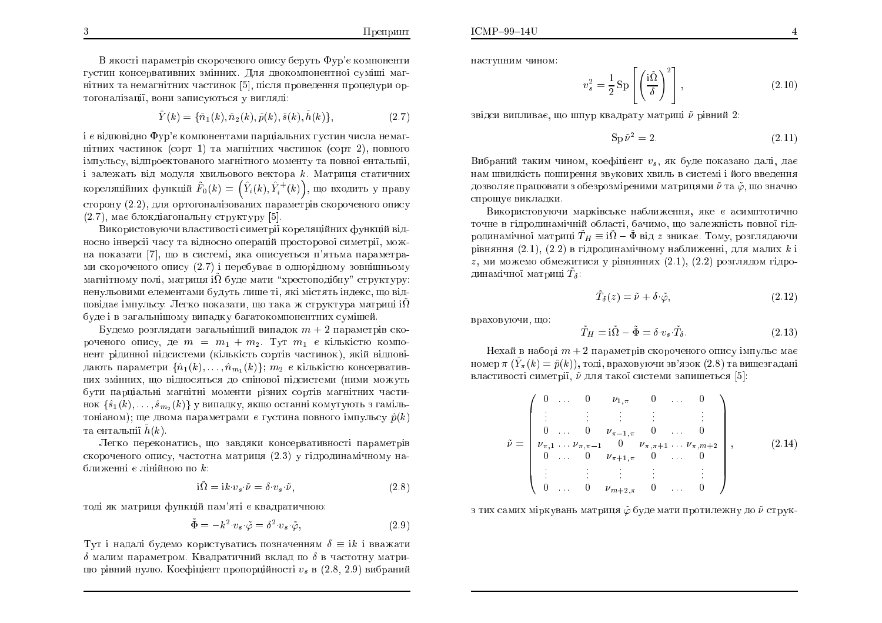В якості параметрів скороченого опису беруть Фур'є компоненти густин консервативних змінних. Для двокомпонентної суміші магнітних та немагнітних частинок [5], після проведення процедури ортогоналізації, вони записуються у вигляді:

$$\hat{Y}(k) = \{\hat{n}_1(k), \hat{n}_2(k), \hat{p}(k), \hat{s}(k), \hat{h}(k)\}, \tag{2.7}$$

і є відповідно Фур'є компонентами парціальних густин числа немагнітних частинок (сорт 1) та магнітних частинок (сорт 2), повного імпульсу, відпроектованого магнітного моменту та повної ентальпії, і залежать від модуля хвильового вектора $k$. Матриця статичних кореляційних функцій $\tilde{F}_0(k) = \left(\hat{Y}_i(k), \hat{Y}_i^+(k)\right)$, що входить у праву сторону (2.2), для ортогоналізованих параметрів скороченого опису (2.7), має блокдіагональну структуру [5].

Використовуючи властивості симетрії кореляційних функцій відносно інверсії часу та відносно операцій просторової симетрії, можна показати [7], що в системі, яка описується п'ятьма параметрами скороченого опису (2.7) і перебуває в однорідному зовнішньому магнітному полі, матриця $\mathrm{i}\tilde{\Omega}$ буде мати "хрестоподібну" структуру: ненульовими елементами будуть лише ті, які містять індекс, що відповідає імпульсу. Легко показати, що така ж структура матриці $\mathrm{i}\tilde{\Omega}$ буде і в загальнішому випадку багатокомпонентних сумішей.

Будемо розглядати загальніший випадок $m+2$ параметрів скороченого опису, де $m = m_1 + m_2$. Тут $m_1$ є кількістю компонент рідинної підсистеми (кількість сортів частинок), якій відповідають параметри $\{\hat{n}_1(k), \ldots, \hat{n}_{m_1}(k)\}$; $m_2$ є кількістю консервативних змінних, що відносяться до спінової підсистеми (ними можуть бути парціальні магнітні моменти різних сортів магнітних частинок $\{\hat{s}_1(k), \ldots, \hat{s}_{m_2}(k)\}$ у випадку, якщо останні комутують з гамільтоніаном); ще двома параметрами є густина повного імпульсу $\hat{p}(k)$ та ентальпії $\hat{h}(k)$.

Легко переконатись, що завдяки консервативності параметрів скороченого опису, частотна матриця (2.3) у гідродинамічному наближенні є лінійною по $k$:

$$\mathrm{i}\tilde{\Omega} = \mathrm{i}k \cdot v_s \cdot \tilde{\nu} = \delta \cdot v_s \cdot \tilde{\nu}, \tag{2.8}$$

тоді як матриця функцій пам'яті є квадратичною:

$$\tilde{\Phi} = -k^2 \cdot v_s \cdot \tilde{\varphi} = \delta^2 \cdot v_s \cdot \tilde{\varphi}, \tag{2.9}$$

Тут і надалі будемо користуватись позначенням $\delta \equiv \mathrm{i}k$ і вважати $\delta$ малим параметром. Квадратичний вклад по $\delta$ в частотну матрицю рівний нулю. Коефіцієнт пропорційності $v_s$ в (2.8, 2.9) вибраний наступним чином:

$$v_s^2 = \frac{1}{2}\,\mathrm{Sp}\left[\left(\frac{\mathrm{i}\tilde{\Omega}}{\delta}\right)^2\right], \tag{2.10}$$

звідси випливає, що шпур квадрату матриці $\tilde{\nu}$ рівний 2:

$$\mathrm{Sp}\,\tilde{\nu}^2 = 2. \tag{2.11}$$

Вибраний таким чином, коефіцієнт $v_s$, як буде показано далі, дає нам швидкість поширення звукових хвиль в системі і його введення дозволяє працювати з обезрозміреними матрицями $\tilde{\nu}$ та $\tilde{\varphi}$, що значно спрощує викладки.

Використовуючи марківське наближення, яке є асимптотично точне в гідродинамічній області, бачимо, що залежність повної гідродинамічної матриці $\tilde{T}_H \equiv \mathrm{i}\tilde{\Omega} - \tilde{\Phi}$ від $z$ зникає. Тому, розглядаючи рівняння (2.1), (2.2) в гідродинамічному наближенні, для малих $k$ і $z$, ми можемо обмежитися у рівняннях (2.1), (2.2) розглядом гідродинамічної матриці $\tilde{T}_\delta$:

$$\tilde{T}_\delta(z) = \tilde{\nu} + \delta \cdot \tilde{\varphi}, \tag{2.12}$$

враховуючи, що:

$$\tilde{T}_H = \mathrm{i}\tilde{\Omega} - \tilde{\Phi} = \delta \cdot v_s \cdot \tilde{T}_\delta. \tag{2.13}$$

Нехай в наборі $m+2$ параметрів скороченого опису імпульс має номер $\pi$ $(\hat{Y}_\pi(k) = \hat{p}(k))$, тоді, враховуючи зв'язок (2.8) та вищезгадані властивості симетрії, $\tilde{\nu}$ для такої системи запишеться [5]:

$$\tilde{\nu} = \begin{pmatrix}
0 & \ldots & 0 & \nu_{1,\pi} & 0 & \ldots & 0 \\
\vdots & & \vdots & \vdots & \vdots & & \vdots \\
0 & \ldots & 0 & \nu_{\pi-1,\pi} & 0 & \ldots & 0 \\
\nu_{\pi,1} & \ldots & \nu_{\pi,\pi-1} & 0 & \nu_{\pi,\pi+1} & \ldots & \nu_{\pi,m+2} \\
0 & \ldots & 0 & \nu_{\pi+1,\pi} & 0 & \ldots & 0 \\
\vdots & & \vdots & \vdots & \vdots & & \vdots \\
0 & \ldots & 0 & \nu_{m+2,\pi} & 0 & \ldots & 0
\end{pmatrix}, \tag{2.14}$$

з тих самих міркувань матриця $\tilde{\varphi}$ буде мати протилежну до $\tilde{\nu}$ струк-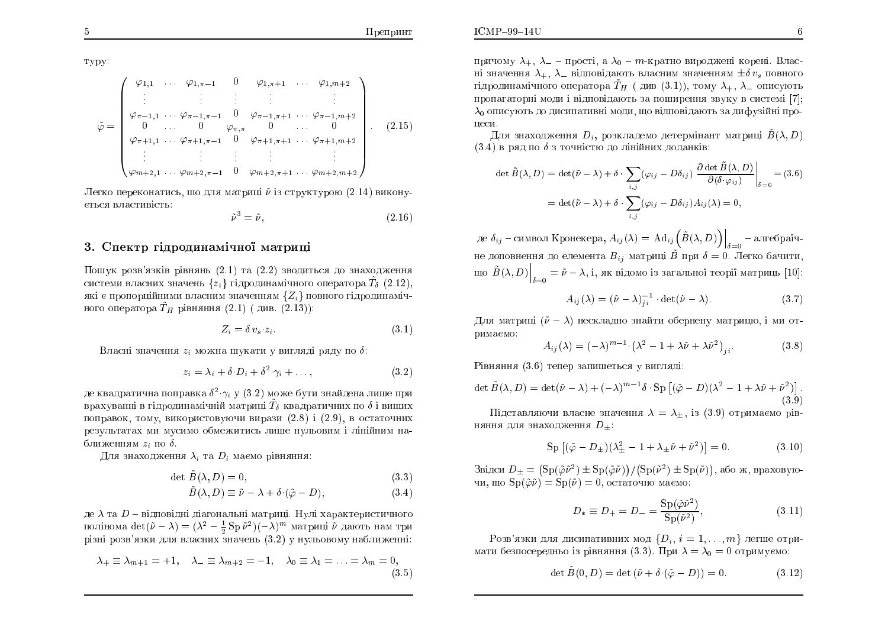туру:

$$
\tilde{\varphi} = \begin{pmatrix}
\varphi_{1,1} & \cdots & \varphi_{1,\pi-1} & 0 & \varphi_{1,\pi+1} & \cdots & \varphi_{1,m+2} \\
\vdots & & \vdots & \vdots & \vdots & & \vdots \\
\varphi_{\pi-1,1} & \cdots & \varphi_{\pi-1,\pi-1} & 0 & \varphi_{\pi-1,\pi+1} & \cdots & \varphi_{\pi-1,m+2} \\
0 & \cdots & 0 & \varphi_{\pi,\pi} & 0 & \cdots & 0 \\
\varphi_{\pi+1,1} & \cdots & \varphi_{\pi+1,\pi-1} & 0 & \varphi_{\pi+1,\pi+1} & \cdots & \varphi_{\pi+1,m+2} \\
\vdots & & \vdots & \vdots & \vdots & & \vdots \\
\varphi_{m+2,1} & \cdots & \varphi_{m+2,\pi-1} & 0 & \varphi_{m+2,\pi+1} & \cdots & \varphi_{m+2,m+2}
\end{pmatrix}. \qquad (2.15)
$$

Легко переконатись, що для матриці $\tilde{\nu}$ із структурою (2.14) виконується властивість:

$$
\tilde{\nu}^3 = \tilde{\nu}, \qquad (2.16)
$$

## 3. Спектр гідродинамічної матриці

Пошук розв'язків рівнянь (2.1) та (2.2) зводиться до знаходження системи власних значень $\{z_i\}$ гідродинамічного оператора $\tilde{T}_\delta$ (2.12), які є пропорційними власним значенням $\{Z_i\}$ повного гідродинамічного оператора $\tilde{T}_H$ рівняння (2.1) ( див. (2.13)):

$$
Z_i = \delta\, v_s \cdot z_i. \qquad (3.1)
$$

Власні значення $z_i$ можна шукати у вигляді ряду по $\delta$:

$$
z_i = \lambda_i + \delta \cdot D_i + \delta^2 \cdot \gamma_i + \ldots, \qquad (3.2)
$$

де квадратична поправка $\delta^2 \cdot \gamma_i$ у (3.2) може бути знайдена лише при врахуванні в гідродинамічній матриці $\tilde{T}_\delta$ квадратичних по $\delta$ і вищих поправок, тому, використовуючи вирази (2.8) і (2.9), в остаточних результатах ми мусимо обмежитись лише нульовим і лінійним наближенням $z_i$ по $\delta$.

Для знаходження $\lambda_i$ та $D_i$ маємо рівняння:

$$
\det \tilde{B}(\lambda, D) = 0, \qquad (3.3)
$$

$$
\tilde{B}(\lambda, D) \equiv \tilde{\nu} - \lambda + \delta \cdot (\tilde{\varphi} - D), \qquad (3.4)
$$

де $\lambda$ та $D$ – відповідні діагональні матриці. Нулі характеристичного полінома $\det(\tilde{\nu} - \lambda) = (\lambda^2 - \frac{1}{2}\,\mathrm{Sp}\,\tilde{\nu}^2)(-\lambda)^m$ матриці $\tilde{\nu}$ дають нам три різні розв'язки для власних значень (3.2) у нульовому наближенні:

$$
\lambda_+ \equiv \lambda_{m+1} = +1, \quad \lambda_- \equiv \lambda_{m+2} = -1, \quad \lambda_0 \equiv \lambda_1 = \ldots = \lambda_m = 0, \qquad (3.5)
$$

причому $\lambda_+$, $\lambda_-$ – прості, а $\lambda_0$ – $m$-кратно вироджені корені. Власні значення $\lambda_+$, $\lambda_-$ відповідають власним значенням $\pm\delta\, v_s$ повного гідродинамічного оператора $\tilde{T}_H$ ( див (3.1)), тому $\lambda_+$, $\lambda_-$ описують пропагаторні моди і відповідають за поширення звуку в системі [7]; $\lambda_0$ описують до дисипативні моди, що відповідають за дифузійні процеси.

Для знаходження $D_i$, розкладемо детермінант матриці $\tilde{B}(\lambda, D)$ (3.4) в ряд по $\delta$ з точністю до лінійних доданків:

$$
\det \tilde{B}(\lambda, D) = \det(\tilde{\nu} - \lambda) + \delta \cdot \sum_{i,j} (\varphi_{ij} - D\delta_{ij}) \left. \frac{\partial \det \tilde{B}(\lambda, D)}{\partial(\delta \cdot \varphi_{ij})} \right|_{\delta=0} = \qquad (3.6)
$$

$$
= \det(\tilde{\nu} - \lambda) + \delta \cdot \sum_{i,j} (\varphi_{ij} - D\delta_{ij}) A_{ij}(\lambda) = 0,
$$

де $\delta_{ij}$ – символ Кронекера, $A_{ij}(\lambda) = \left. \mathrm{Ad}_{ij}\left(\tilde{B}(\lambda, D)\right) \right|_{\delta=0}$ – алгебраїчне доповнення до елемента $B_{ij}$ матриці $\tilde{B}$ при $\delta = 0$. Легко бачити, що $\left. \tilde{B}(\lambda, D) \right|_{\delta=0} = \tilde{\nu} - \lambda$, і, як відомо із загальної теорії матриць [10]:

$$
A_{ij}(\lambda) = (\tilde{\nu} - \lambda)^{-1}_{ji} \cdot \det(\tilde{\nu} - \lambda). \qquad (3.7)
$$

Для матриці $(\tilde{\nu} - \lambda)$ нескладно знайти обернену матрицю, і ми отримаємо:

$$
A_{ij}(\lambda) = (-\lambda)^{m-1} \cdot \left( \lambda^2 - 1 + \lambda\tilde{\nu} + \lambda\tilde{\nu}^2 \right)_{ji}. \qquad (3.8)
$$

Рівняння (3.6) тепер запишеться у вигляді:

$$
\det \tilde{B}(\lambda, D) = \det(\tilde{\nu} - \lambda) + (-\lambda)^{m-1} \delta \cdot \mathrm{Sp}\left[ (\tilde{\varphi} - D)(\lambda^2 - 1 + \lambda\tilde{\nu} + \tilde{\nu}^2) \right]. \qquad (3.9)
$$

Підставляючи власне значення $\lambda = \lambda_\pm$, із (3.9) отримаємо рівняння для знаходження $D_\pm$:

$$
\mathrm{Sp}\left[ (\tilde{\varphi} - D_\pm)(\lambda_\pm^2 - 1 + \lambda_\pm \tilde{\nu} + \tilde{\nu}^2) \right] = 0. \qquad (3.10)
$$

Звідси $D_\pm = \left(\mathrm{Sp}(\tilde{\varphi}\tilde{\nu}^2) \pm \mathrm{Sp}(\tilde{\varphi}\tilde{\nu})\right) / \left(\mathrm{Sp}(\tilde{\nu}^2) \pm \mathrm{Sp}(\tilde{\nu})\right)$, або ж, враховуючи, що $\mathrm{Sp}(\tilde{\varphi}\tilde{\nu}) = \mathrm{Sp}(\tilde{\nu}) = 0$, остаточно маємо:

$$
D_* \equiv D_+ = D_- = \frac{\mathrm{Sp}(\tilde{\varphi}\tilde{\nu}^2)}{\mathrm{Sp}(\tilde{\nu}^2)}, \qquad (3.11)
$$

Розв'язки для дисипативних мод $\{D_i,\ i = 1, \ldots, m\}$ легше отримати безпосередньо із рівняння (3.3). При $\lambda = \lambda_0 = 0$ отримуємо:

$$
\det \tilde{B}(0, D) = \det\left( \tilde{\nu} + \delta \cdot (\tilde{\varphi} - D) \right) = 0. \qquad (3.12)
$$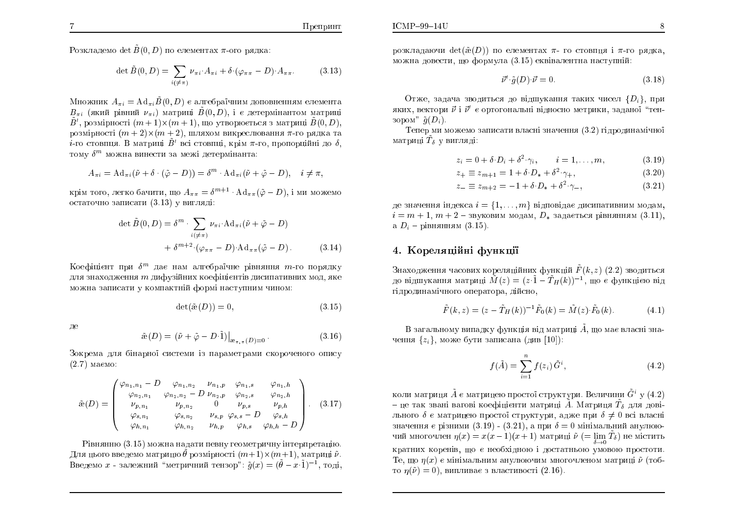Розкладемо $\det \tilde{B}(0,D)$ по елементах $\pi$-ого рядка:

$$\det \tilde{B}(0,D) = \sum_{i(\neq\pi)} \nu_{\pi i} \cdot A_{\pi i} + \delta \cdot (\varphi_{\pi\pi} - D) \cdot A_{\pi\pi}. \tag{3.13}$$

Множник $A_{\pi i} = \mathrm{Ad}_{\pi i} \tilde{B}(0,D)$ є алгебраїчним доповненням елемента $B_{\pi i}$ (який рівний $\nu_{\pi i}$) матриці $\tilde{B}(0,D)$, і є детермінантом матриці $\tilde{B}'$, розмірності $(m+1)\times(m+1)$, що утворюється з матриці $\tilde{B}(0,D)$, розмірності $(m+2)\times(m+2)$, шляхом викреслювання $\pi$-го рядка та $i$-го стовпця. В матриці $\tilde{B}'$ всі стовпці, крім $\pi$-го, пропорційні до $\delta$, тому $\delta^m$ можна винести за межі детермінанта:

$$A_{\pi i} = \mathrm{Ad}_{\pi i}(\tilde{\nu} + \delta \cdot (\tilde{\varphi} - D)) = \delta^m \cdot \mathrm{Ad}_{\pi i}(\tilde{\nu} + \tilde{\varphi} - D), \quad i \neq \pi,$$

крім того, легко бачити, що $A_{\pi\pi} = \delta^{m+1} \cdot \mathrm{Ad}_{\pi\pi}(\tilde{\varphi} - D)$, і ми можемо остаточно записати (3.13) у вигляді:

$$\begin{aligned}\det \tilde{B}(0,D) = \delta^m \cdot & \sum_{i(\neq\pi)} \nu_{\pi i} \cdot \mathrm{Ad}_{\pi i}(\tilde{\nu} + \tilde{\varphi} - D) \\ & + \delta^{m+2} \cdot (\varphi_{\pi\pi} - D) \cdot \mathrm{Ad}_{\pi\pi}(\tilde{\varphi} - D).\end{aligned} \tag{3.14}$$

Коефіцієнт при $\delta^m$ дає нам алгебраїчне рівняння $m$-го порядку для знаходження $m$ дифузійних коефіцієнтів дисипативних мод, яке можна записати у компактній формі наступним чином:

$$\det(\tilde{æ}(D)) = 0, \tag{3.15}$$

де

$$\tilde{æ}(D) = \left.(\tilde{\nu} + \tilde{\varphi} - D \cdot \tilde{1})\right|_{æ_{\pi,\pi}(D) \equiv 0}. \tag{3.16}$$

Зокрема для бінарної системи із параметрами скороченого опису (2.7) маємо:

$$\tilde{æ}(D) = \begin{pmatrix} \varphi_{n_1,n_1} - D & \varphi_{n_1,n_2} & \nu_{n_1,p} & \varphi_{n_1,s} & \varphi_{n_1,h} \\ \varphi_{n_2,n_1} & \varphi_{n_2,n_2} - D & \nu_{n_2,p} & \varphi_{n_2,s} & \varphi_{n_2,h} \\ \nu_{p,n_1} & \nu_{p,n_2} & 0 & \nu_{p,s} & \nu_{p,h} \\ \varphi_{s,n_1} & \varphi_{s,n_2} & \nu_{s,p} & \varphi_{s,s} - D & \varphi_{s,h} \\ \varphi_{h,n_1} & \varphi_{h,n_2} & \nu_{h,p} & \varphi_{h,s} & \varphi_{h,h} - D \end{pmatrix}. \tag{3.17}$$

Рівнянню (3.15) можна надати певну геометричну інтерпретацію. Для цього введемо матрицю $\tilde{\theta}$ розмірності $(m+1)\times(m+1)$, матриці $\tilde{\nu}$. Введемо $x$ - залежний "метричний тензор": $\tilde{g}(x) = (\tilde{\theta} - x \cdot \tilde{1})^{-1}$, тоді, розкладаючи $\det(\tilde{æ}(D))$ по елементах $\pi$- го стовпця і $\pi$-го рядка, можна довести, що формула (3.15) еквівалентна наступній:

$$\vec{\nu}' \cdot \tilde{g}(D) \cdot \vec{\nu} = 0. \tag{3.18}$$

Отже, задача зводиться до відшукання таких чисел $\{D_i\}$, при яких, вектори $\vec{\nu}$ і $\vec{\nu}'$ є ортогональні відносно метрики, заданої "тензором" $\tilde{g}(D_i)$.

Тепер ми можемо записати власні значення (3.2) гідродинамічної матриці $\tilde{T}_\delta$ у вигляді:

$$z_i = 0 + \delta \cdot D_i + \delta^2 \cdot \gamma_i, \qquad i = 1, \ldots, m, \tag{3.19}$$

$$z_+ \equiv z_{m+1} = 1 + \delta \cdot D_* + \delta^2 \cdot \gamma_+, \tag{3.20}$$

$$z_- \equiv z_{m+2} = -1 + \delta \cdot D_* + \delta^2 \cdot \gamma_-, \tag{3.21}$$

де значення індекса $i = \{1, \ldots, m\}$ відповідає дисипативним модам, $i = m+1, m+2$ – звуковим модам, $D_*$ задається рівнянням (3.11), а $D_i$ – рівнянням (3.15).

## 4. Кореляційні функції

Знаходження часових кореляційних функцій $\tilde{F}(k,z)$ (2.2) зводиться до відшукання матриці $\tilde{M}(z) = (z \cdot \tilde{1} - \tilde{T}_H(k))^{-1}$, що є функцією від гідродинамічного оператора, дійсно,

$$\tilde{F}(k,z) = (z - \tilde{T}_H(k))^{-1} \tilde{F}_0(k) = \tilde{M}(z) \cdot \tilde{F}_0(k). \tag{4.1}$$

В загальному випадку функція від матриці $\tilde{A}$, що має власні значення $\{z_i\}$, може бути записана (див [10]):

$$f(\tilde{A}) = \sum_{i=1}^{n} f(z_i)\, \tilde{G}^i, \tag{4.2}$$

коли матриця $\tilde{A}$ є матрицею простої структури. Величини $\tilde{G}^i$ у (4.2) – це так звані вагові коефіцієнти матриці $\tilde{A}$. Матриця $\tilde{T}_\delta$ для довільного $\delta$ є матрицею простої структури, адже при $\delta \neq 0$ всі власні значення є різними (3.19) - (3.21), а при $\delta = 0$ мінімальний анулюючий многочлен $\eta(x) = x(x-1)(x+1)$ матриці $\tilde{\nu}$ $(= \lim_{\delta\to 0} \tilde{T}_\delta)$ не містить кратних коренів, що є необхідною і достатньою умовою простоти. Те, що $\eta(x)$ є мінімальним анулюючим многочленом матриці $\tilde{\nu}$ (тобто $\eta(\tilde{\nu}) = 0$), випливає з властивості (2.16).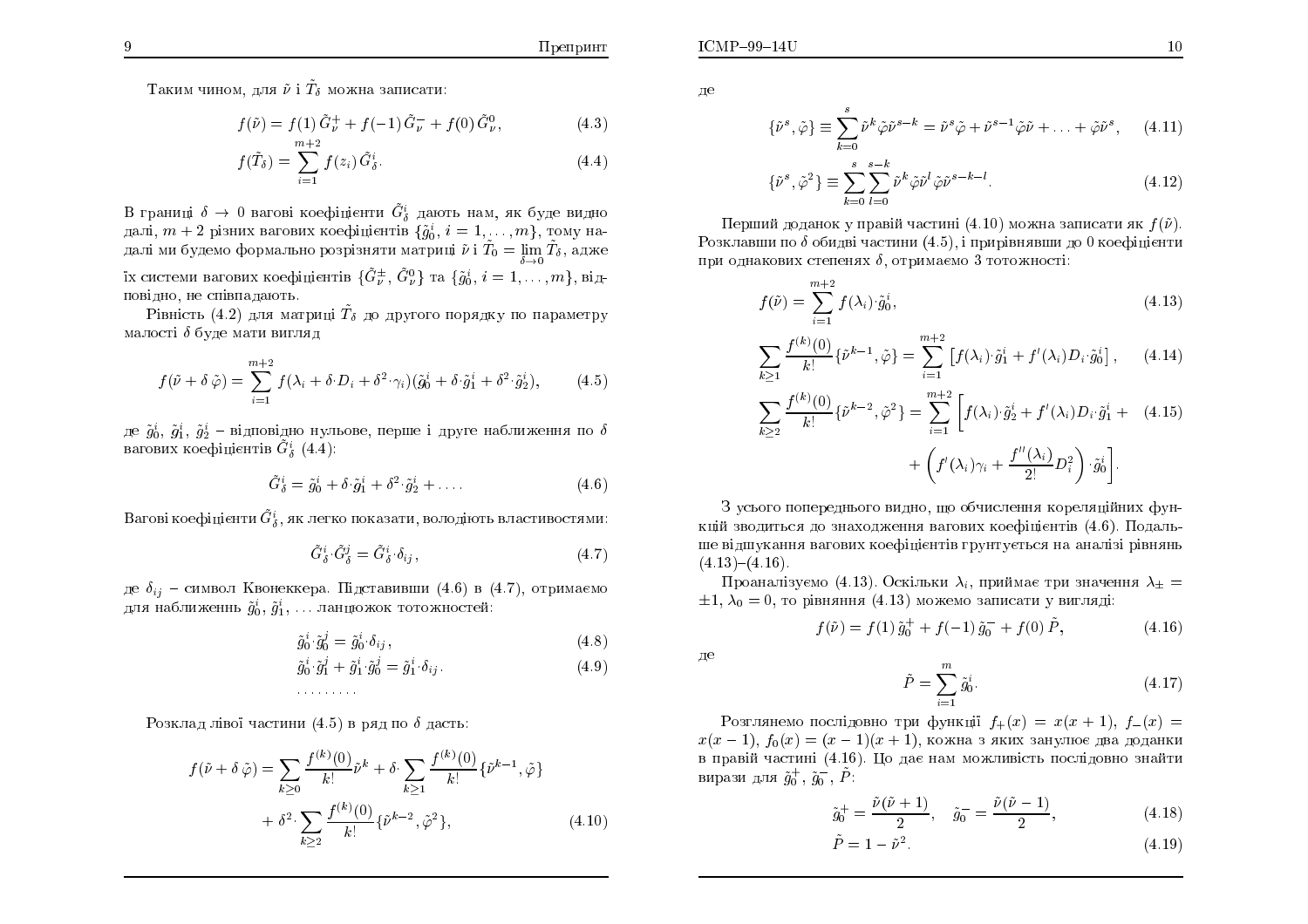Таким чином, для $\tilde{\nu}$ і $\tilde{T}_\delta$ можна записати:

$$f(\tilde{\nu}) = f(1)\,\tilde{G}^{+}_{\nu} + f(-1)\,\tilde{G}^{-}_{\nu} + f(0)\,\tilde{G}^{0}_{\nu}, \tag{4.3}$$

$$f(\tilde{T}_\delta) = \sum_{i=1}^{m+2} f(z_i)\,\tilde{G}^{i}_{\delta}. \tag{4.4}$$

В границі $\delta \to 0$ вагові коефіцієнти $\tilde{G}^{i}_{\delta}$ дають нам, як буде видно далі, $m+2$ різних вагових коефіцієнтів $\{\tilde{g}^{i}_{0},\, i = 1,\ldots,m\}$, тому надалі ми будемо формально розрізняти матриці $\tilde{\nu}$ і $\tilde{T}_0 = \lim\limits_{\delta\to 0}\tilde{T}_\delta$, адже їх системи вагових коефіцієнтів $\{\tilde{G}^{\pm}_{\nu},\, \tilde{G}^{0}_{\nu}\}$ та $\{\tilde{g}^{i}_{0},\, i = 1,\ldots,m\}$, відповідно, не співпадають.

Рівність (4.2) для матриці $\tilde{T}_\delta$ до другого порядку по параметру малості $\delta$ буде мати вигляд

$$f(\tilde{\nu} + \delta\,\tilde{\varphi}) = \sum_{i=1}^{m+2} f(\lambda_i + \delta{\cdot}D_i + \delta^2{\cdot}\gamma_i)(\tilde{g}^{i}_{0} + \delta{\cdot}\tilde{g}^{i}_{1} + \delta^2{\cdot}\tilde{g}^{i}_{2}), \tag{4.5}$$

де $\tilde{g}^{i}_{0}$, $\tilde{g}^{i}_{1}$, $\tilde{g}^{i}_{2}$ – відповідно нульове, перше і друге наближення по $\delta$ вагових коефіцієнтів $\tilde{G}^{i}_{\delta}$ (4.4):

$$\tilde{G}^{i}_{\delta} = \tilde{g}^{i}_{0} + \delta{\cdot}\tilde{g}^{i}_{1} + \delta^2{\cdot}\tilde{g}^{i}_{2} + \ldots. \tag{4.6}$$

Вагові коефіцієнти $\tilde{G}^{i}_{\delta}$, як легко показати, володіють властивостями:

$$\tilde{G}^{i}_{\delta}{\cdot}\tilde{G}^{j}_{\delta} = \tilde{G}^{i}_{\delta}{\cdot}\delta_{ij}, \tag{4.7}$$

де $\delta_{ij}$ – символ Кронеккера. Підставивши (4.6) в (4.7), отримаємо для наближень $\tilde{g}^{i}_{0}$, $\tilde{g}^{i}_{1}$, … ланцюжок тотожностей:

$$\tilde{g}^{i}_{0}{\cdot}\tilde{g}^{j}_{0} = \tilde{g}^{i}_{0}{\cdot}\delta_{ij}, \tag{4.8}$$

$$\tilde{g}^{i}_{0}{\cdot}\tilde{g}^{j}_{1} + \tilde{g}^{i}_{1}{\cdot}\tilde{g}^{j}_{0} = \tilde{g}^{i}_{1}{\cdot}\delta_{ij}. \tag{4.9}$$

$$\ldots\ldots\ldots$$

Розклад лівої частини (4.5) в ряд по $\delta$ дасть:

$$f(\tilde{\nu} + \delta\,\tilde{\varphi}) = \sum_{k\geq 0}\frac{f^{(k)}(0)}{k!}\tilde{\nu}^{k} + \delta{\cdot}\sum_{k\geq 1}\frac{f^{(k)}(0)}{k!}\{\tilde{\nu}^{k-1},\tilde{\varphi}\} + \delta^2{\cdot}\sum_{k\geq 2}\frac{f^{(k)}(0)}{k!}\{\tilde{\nu}^{k-2},\tilde{\varphi}^2\}, \tag{4.10}$$

де

$$\{\tilde{\nu}^{s},\tilde{\varphi}\} \equiv \sum_{k=0}^{s}\tilde{\nu}^{k}\tilde{\varphi}\tilde{\nu}^{s-k} = \tilde{\nu}^{s}\tilde{\varphi} + \tilde{\nu}^{s-1}\tilde{\varphi}\tilde{\nu} + \ldots + \tilde{\varphi}\tilde{\nu}^{s}, \tag{4.11}$$

$$\{\tilde{\nu}^{s},\tilde{\varphi}^2\} \equiv \sum_{k=0}^{s}\sum_{l=0}^{s-k}\tilde{\nu}^{k}\tilde{\varphi}\tilde{\nu}^{l}\tilde{\varphi}\tilde{\nu}^{s-k-l}. \tag{4.12}$$

Перший доданок у правій частині (4.10) можна записати як $f(\tilde{\nu})$. Розклавши по $\delta$ обидві частини (4.5), і прирівнявши до 0 коефіцієнти при однакових степенях $\delta$, отримаємо 3 тотожності:

$$f(\tilde{\nu}) = \sum_{i=1}^{m+2} f(\lambda_i){\cdot}\tilde{g}^{i}_{0}, \tag{4.13}$$

$$\sum_{k\geq 1}\frac{f^{(k)}(0)}{k!}\{\tilde{\nu}^{k-1},\tilde{\varphi}\} = \sum_{i=1}^{m+2}\left[f(\lambda_i){\cdot}\tilde{g}^{i}_{1} + f'(\lambda_i)D_i{\cdot}\tilde{g}^{i}_{0}\right], \tag{4.14}$$

$$\sum_{k\geq 2}\frac{f^{(k)}(0)}{k!}\{\tilde{\nu}^{k-2},\tilde{\varphi}^2\} = \sum_{i=1}^{m+2}\left[f(\lambda_i){\cdot}\tilde{g}^{i}_{2} + f'(\lambda_i)D_i{\cdot}\tilde{g}^{i}_{1} + \left(f'(\lambda_i)\gamma_i + \frac{f''(\lambda_i)}{2!}D_i^2\right){\cdot}\tilde{g}^{i}_{0}\right]. \tag{4.15}$$

З усього попереднього видно, що обчислення кореляційних функцій зводиться до знаходження вагових коефіцієнтів (4.6). Подальше відшукання вагових коефіцієнтів грунтується на аналізі рівнянь (4.13)–(4.16).

Проаналізуємо (4.13). Оскільки $\lambda_i$, приймає три значення $\lambda_{\pm} = \pm 1$, $\lambda_0 = 0$, то рівняння (4.13) можемо записати у вигляді:

$$f(\tilde{\nu}) = f(1)\,\tilde{g}^{+}_{0} + f(-1)\,\tilde{g}^{-}_{0} + f(0)\,\tilde{P}, \tag{4.16}$$

де

$$\tilde{P} = \sum_{i=1}^{m}\tilde{g}^{i}_{0}. \tag{4.17}$$

Розглянемо послідовно три функції $f_{+}(x) = x(x+1)$, $f_{-}(x) = x(x-1)$, $f_0(x) = (x-1)(x+1)$, кожна з яких занулює два доданки в правій частині (4.16). Що дає нам можливість послідовно знайти вирази для $\tilde{g}^{+}_{0}$, $\tilde{g}^{-}_{0}$, $\tilde{P}$:

$$\tilde{g}^{+}_{0} = \frac{\tilde{\nu}(\tilde{\nu}+1)}{2}, \quad \tilde{g}^{-}_{0} = \frac{\tilde{\nu}(\tilde{\nu}-1)}{2}, \tag{4.18}$$

$$\tilde{P} = 1 - \tilde{\nu}^2. \tag{4.19}$$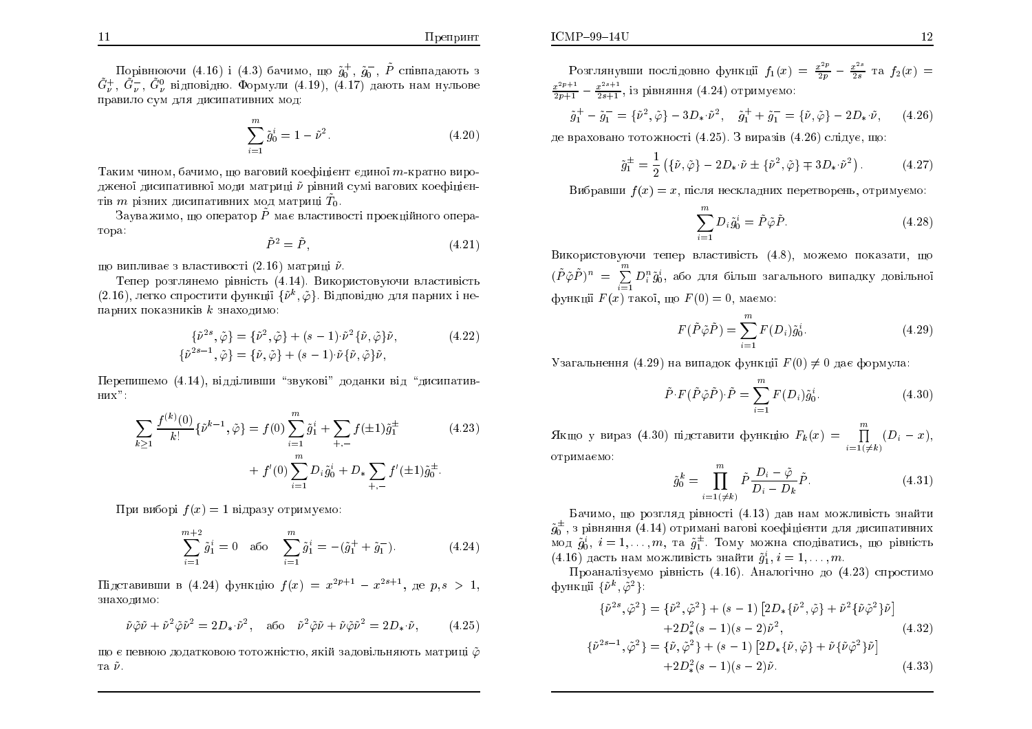Порівнюючи (4.16) і (4.3) бачимо, що $\tilde{g}_0^+$, $\tilde{g}_0^-$, $\tilde{P}$ співпадають з $\tilde{G}_\nu^+$, $\tilde{G}_\nu^-$, $\tilde{G}_\nu^0$ відповідно. Формули (4.19), (4.17) дають нам нульове правило сум для дисипативних мод:

$$\sum_{i=1}^{m} \tilde{g}_0^i = 1 - \tilde{\nu}^2. \tag{4.20}$$

Таким чином, бачимо, що ваговий коефіцієнт єдиної $m$-кратно виродженої дисипативної моди матриці $\tilde{\nu}$ рівний сумі вагових коефіцієнтів $m$ різних дисипативних мод матриці $\tilde{T}_0$.

Зауважимо, що оператор $\tilde{P}$ має властивості проекційного оператора:

$$\tilde{P}^2 = \tilde{P}, \tag{4.21}$$

що випливає з властивості (2.16) матриці $\tilde{\nu}$.

Тепер розглянемо рівність (4.14). Використовуючи властивість (2.16), легко спростити функції $\{\tilde{\nu}^k, \tilde{\varphi}\}$. Відповідно для парних і непарних показників $k$ знаходимо:

$$\begin{aligned}
\{\tilde{\nu}^{2s}, \tilde{\varphi}\} &= \{\tilde{\nu}^2, \tilde{\varphi}\} + (s-1)\cdot\tilde{\nu}^2\{\tilde{\nu}, \tilde{\varphi}\}\tilde{\nu}, \\
\{\tilde{\nu}^{2s-1}, \tilde{\varphi}\} &= \{\tilde{\nu}, \tilde{\varphi}\} + (s-1)\cdot\tilde{\nu}\{\tilde{\nu}, \tilde{\varphi}\}\tilde{\nu},
\end{aligned} \tag{4.22}$$

Перепишемо (4.14), відділивши "звукові" доданки від "дисипативних":

$$\begin{aligned}
\sum_{k\geq 1} \frac{f^{(k)}(0)}{k!}\{\tilde{\nu}^{k-1}, \tilde{\varphi}\} = f(0)\sum_{i=1}^{m}\tilde{g}_1^i + \sum_{+,-} f(\pm 1)\tilde{g}_1^{\pm} \\
+ f'(0)\sum_{i=1}^{m} D_i\tilde{g}_0^i + D_* \sum_{+,-} f'(\pm 1)\tilde{g}_0^{\pm}.
\end{aligned} \tag{4.23}$$

При виборі $f(x) = 1$ відразу отримуємо:

$$\sum_{i=1}^{m+2}\tilde{g}_1^i = 0 \quad \text{або} \quad \sum_{i=1}^{m}\tilde{g}_1^i = -(\tilde{g}_1^+ + \tilde{g}_1^-). \tag{4.24}$$

Підставивши в (4.24) функцію $f(x) = x^{2p+1} - x^{2s+1}$, де $p, s > 1$, знаходимо:

$$\tilde{\nu}\tilde{\varphi}\tilde{\nu} + \tilde{\nu}^2\tilde{\varphi}\tilde{\nu}^2 = 2D_*\cdot\tilde{\nu}^2, \quad \text{або} \quad \tilde{\nu}^2\tilde{\varphi}\tilde{\nu} + \tilde{\nu}\tilde{\varphi}\tilde{\nu}^2 = 2D_*\cdot\tilde{\nu}, \tag{4.25}$$

що є певною додатковою тотожністю, якій задовільняють матриці $\tilde{\varphi}$ та $\tilde{\nu}$.

Розглянувши послідовно функції $f_1(x) = \frac{x^{2p}}{2p} - \frac{x^{2s}}{2s}$ та $f_2(x) = \frac{x^{2p+1}}{2p+1} - \frac{x^{2s+1}}{2s+1}$, із рівняння (4.24) отримуємо:

$$\tilde{g}_1^+ - \tilde{g}_1^- = \{\tilde{\nu}^2, \tilde{\varphi}\} - 3D_*\cdot\tilde{\nu}^2, \quad \tilde{g}_1^+ + \tilde{g}_1^- = \{\tilde{\nu}, \tilde{\varphi}\} - 2D_*\cdot\tilde{\nu}, \tag{4.26}$$

де враховано тотожності (4.25). З виразів (4.26) слідує, що:

$$\tilde{g}_1^{\pm} = \frac{1}{2}\left(\{\tilde{\nu}, \tilde{\varphi}\} - 2D_*\cdot\tilde{\nu} \pm \{\tilde{\nu}^2, \tilde{\varphi}\} \mp 3D_*\cdot\tilde{\nu}^2\right). \tag{4.27}$$

Вибравши $f(x) = x$, після нескладних перетворень, отримуємо:

$$\sum_{i=1}^{m} D_i\tilde{g}_0^i = \tilde{P}\tilde{\varphi}\tilde{P}. \tag{4.28}$$

Використовуючи тепер властивість (4.8), можемо показати, що $(\tilde{P}\tilde{\varphi}\tilde{P})^n = \sum\limits_{i=1}^{m} D_i^n\tilde{g}_0^i$, або для більш загального випадку довільної функції $F(x)$ такої, що $F(0) = 0$, маємо:

$$F(\tilde{P}\tilde{\varphi}\tilde{P}) = \sum_{i=1}^{m} F(D_i)\tilde{g}_0^i. \tag{4.29}$$

Узагальнення (4.29) на випадок функції $F(0) \neq 0$ дає формула:

$$\tilde{P}\cdot F(\tilde{P}\tilde{\varphi}\tilde{P})\cdot\tilde{P} = \sum_{i=1}^{m} F(D_i)\tilde{g}_0^i. \tag{4.30}$$

Якщо у вираз (4.30) підставити функцію $F_k(x) = \prod\limits_{i=1(\neq k)}^{m}(D_i - x)$, отримаємо:

$$\tilde{g}_0^k = \prod_{i=1(\neq k)}^{m} \tilde{P}\frac{D_i - \tilde{\varphi}}{D_i - D_k}\tilde{P}. \tag{4.31}$$

Бачимо, що розгляд рівності (4.13) дав нам можливість знайти $\tilde{g}_0^{\pm}$, з рівняння (4.14) отримані вагові коефіцієнти для дисипативних мод $\tilde{g}_0^i$, $i = 1, \ldots, m$, та $\tilde{g}_1^{\pm}$. Тому можна сподіватись, що рівність (4.16) дасть нам можливість знайти $\tilde{g}_1^i$, $i = 1, \ldots, m$.

Проаналізуємо рівність (4.16). Аналогічно до (4.23) спростимо функції $\{\tilde{\nu}^k, \tilde{\varphi}^2\}$:

$$\begin{aligned}
\{\tilde{\nu}^{2s}, \tilde{\varphi}^2\} &= \{\tilde{\nu}^2, \tilde{\varphi}^2\} + (s-1)\left[2D_*\{\tilde{\nu}^2, \tilde{\varphi}\} + \tilde{\nu}^2\{\tilde{\nu}\tilde{\varphi}^2\}\tilde{\nu}\right] \\
&\quad + 2D_*^2(s-1)(s-2)\tilde{\nu}^2,
\end{aligned} \tag{4.32}$$

$$\begin{aligned}
\{\tilde{\nu}^{2s-1}, \tilde{\varphi}^2\} &= \{\tilde{\nu}, \tilde{\varphi}^2\} + (s-1)\left[2D_*\{\tilde{\nu}, \tilde{\varphi}\} + \tilde{\nu}\{\tilde{\nu}\tilde{\varphi}^2\}\tilde{\nu}\right] \\
&\quad + 2D_*^2(s-1)(s-2)\tilde{\nu}.
\end{aligned} \tag{4.33}$$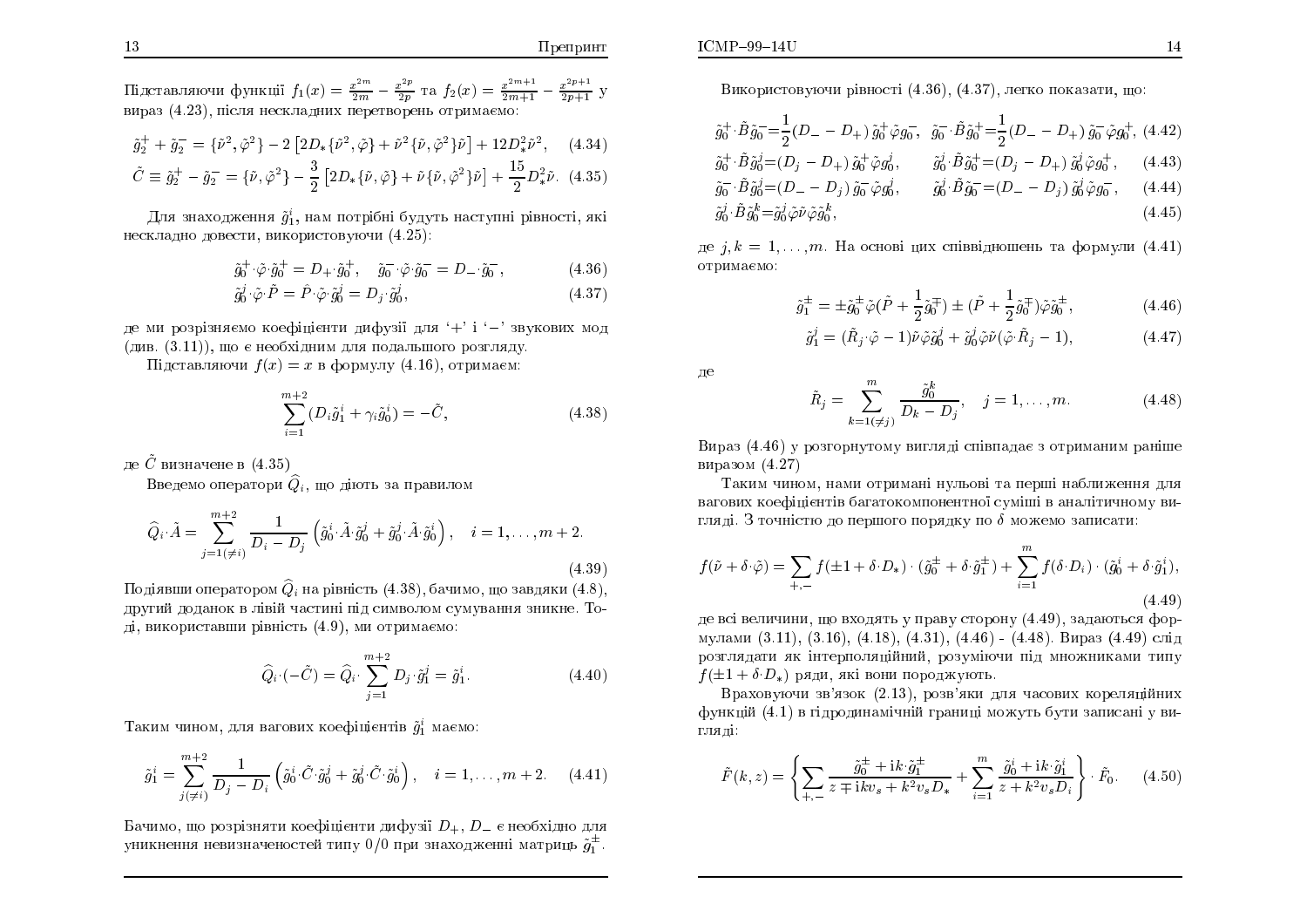Підставляючи функції $f_1(x) = \frac{x^{2m}}{2m} - \frac{x^{2p}}{2p}$ та $f_2(x) = \frac{x^{2m+1}}{2m+1} - \frac{x^{2p+1}}{2p+1}$ у вираз (4.23), після нескладних перетворень отримаємо:

$$\tilde{g}_2^+ + \tilde{g}_2^- = \{\tilde{\nu}^2, \tilde{\varphi}^2\} - 2\left[2D_*\{\tilde{\nu}^2, \tilde{\varphi}\} + \tilde{\nu}^2\{\tilde{\nu}, \tilde{\varphi}^2\}\tilde{\nu}\right] + 12D_*^2\tilde{\nu}^2, \quad (4.34)$$

$$\tilde{C} \equiv \tilde{g}_2^+ - \tilde{g}_2^- = \{\tilde{\nu}, \tilde{\varphi}^2\} - \frac{3}{2}\left[2D_*\{\tilde{\nu}, \tilde{\varphi}\} + \tilde{\nu}\{\tilde{\nu}, \tilde{\varphi}^2\}\tilde{\nu}\right] + \frac{15}{2}D_*^2\tilde{\nu}. \quad (4.35)$$

Для знаходження $\tilde{g}_1^i$, нам потрібні будуть наступні рівності, які нескладно довести, використовуючи (4.25):

$$\tilde{g}_0^+ \cdot \tilde{\varphi} \cdot \tilde{g}_0^+ = D_+ \cdot \tilde{g}_0^+, \quad \tilde{g}_0^- \cdot \tilde{\varphi} \cdot \tilde{g}_0^- = D_- \cdot \tilde{g}_0^-, \quad (4.36)$$

$$\tilde{g}_0^j \cdot \tilde{\varphi} \cdot \tilde{P} = \tilde{P} \cdot \tilde{\varphi} \cdot \tilde{g}_0^j = D_j \cdot \tilde{g}_0^j, \quad (4.37)$$

де ми розрізняємо коефіцієнти дифузії для '+' і '−' звукових мод (див. (3.11)), що є необхідним для подальшого розгляду.

Підставляючи $f(x) = x$ в формулу (4.16), отримаєм:

$$\sum_{i=1}^{m+2} (D_i \tilde{g}_1^i + \gamma_i \tilde{g}_0^i) = -\tilde{C}, \quad (4.38)$$

де $\tilde{C}$ визначене в (4.35)

Введемо оператори $\widehat{Q}_i$, що діють за правилом

$$\widehat{Q}_i \cdot \tilde{A} = \sum_{j=1(\neq i)}^{m+2} \frac{1}{D_i - D_j}\left(\tilde{g}_0^i \cdot \tilde{A} \cdot \tilde{g}_0^j + \tilde{g}_0^j \cdot \tilde{A} \cdot \tilde{g}_0^i\right), \quad i = 1, \ldots, m+2. \quad (4.39)$$

Подіявши оператором $\widehat{Q}_i$ на рівність (4.38), бачимо, що завдяки (4.8), другий доданок в лівій частині під символом сумування зникне. Тоді, використавши рівність (4.9), ми отримаємо:

$$\widehat{Q}_i \cdot (-\tilde{C}) = \widehat{Q}_i \cdot \sum_{j=1}^{m+2} D_j \cdot \tilde{g}_1^j = \tilde{g}_1^i. \quad (4.40)$$

Таким чином, для вагових коефіцієнтів $\tilde{g}_1^i$ маємо:

$$\tilde{g}_1^i = \sum_{j(\neq i)}^{m+2} \frac{1}{D_j - D_i}\left(\tilde{g}_0^i \cdot \tilde{C} \cdot \tilde{g}_0^j + \tilde{g}_0^j \cdot \tilde{C} \cdot \tilde{g}_0^i\right), \quad i = 1, \ldots, m+2. \quad (4.41)$$

Бачимо, що розрізняти коефіцієнти дифузії $D_+$, $D_-$ є необхідно для уникнення невизначеностей типу $0/0$ при знаходженні матриць $\tilde{g}_1^{\pm}$.

Використовуючи рівності (4.36), (4.37), легко показати, що:

$$\tilde{g}_0^+ \cdot \tilde{B} \tilde{g}_0^- = \frac{1}{2}(D_- - D_+)\,\tilde{g}_0^+ \tilde{\varphi} g_0^-, \quad \tilde{g}_0^- \cdot \tilde{B} \tilde{g}_0^+ = \frac{1}{2}(D_- - D_+)\,\tilde{g}_0^- \tilde{\varphi} g_0^+, \quad (4.42)$$

$$\tilde{g}_0^+ \cdot \tilde{B} \tilde{g}_0^j = (D_j - D_+)\,\tilde{g}_0^+ \tilde{\varphi} g_0^j, \qquad \tilde{g}_0^j \cdot \tilde{B} \tilde{g}_0^+ = (D_j - D_+)\,\tilde{g}_0^j \tilde{\varphi} g_0^+, \quad (4.43)$$

$$\tilde{g}_0^- \cdot \tilde{B} \tilde{g}_0^j = (D_- - D_j)\,\tilde{g}_0^- \tilde{\varphi} g_0^j, \qquad \tilde{g}_0^j \cdot \tilde{B} \tilde{g}_0^- = (D_- - D_j)\,\tilde{g}_0^j \tilde{\varphi} g_0^-, \quad (4.44)$$

$$\tilde{g}_0^j \cdot \tilde{B} \tilde{g}_0^k = \tilde{g}_0^j \tilde{\varphi} \tilde{\nu} \tilde{\varphi} \tilde{g}_0^k, \quad (4.45)$$

де $j, k = 1, \ldots, m$. На основі цих співвідношень та формули (4.41) отримаємо:

$$\tilde{g}_1^{\pm} = \pm \tilde{g}_0^{\pm} \tilde{\varphi}(\tilde{P} + \frac{1}{2}\tilde{g}_0^{\mp}) \pm (\tilde{P} + \frac{1}{2}\tilde{g}_0^{\mp})\tilde{\varphi}\tilde{g}_0^{\pm}, \quad (4.46)$$

$$\tilde{g}_1^j = (\tilde{R}_j \cdot \tilde{\varphi} - 1)\tilde{\nu}\tilde{\varphi}\tilde{g}_0^j + \tilde{g}_0^j \tilde{\varphi}\tilde{\nu}(\tilde{\varphi} \cdot \tilde{R}_j - 1), \quad (4.47)$$

де

$$\tilde{R}_j = \sum_{k=1(\neq j)}^{m} \frac{\tilde{g}_0^k}{D_k - D_j}, \quad j = 1, \ldots, m. \quad (4.48)$$

Вираз (4.46) у розгорнутому вигляді співпадає з отриманим раніше виразом (4.27)

Таким чином, нами отримані нульові та перші наближення для вагових коефіцієнтів багатокомпонентної суміші в аналітичному вигляді. З точністю до першого порядку по $\delta$ можемо записати:

$$f(\tilde{\nu} + \delta \cdot \tilde{\varphi}) = \sum_{+,-} f(\pm 1 + \delta \cdot D_*) \cdot (\tilde{g}_0^{\pm} + \delta \cdot \tilde{g}_1^{\pm}) + \sum_{i=1}^{m} f(\delta \cdot D_i) \cdot (\tilde{g}_0^i + \delta \cdot \tilde{g}_1^i), \quad (4.49)$$

де всі величини, що входять у праву сторону (4.49), задаються формулами (3.11), (3.16), (4.18), (4.31), (4.46) - (4.48). Вираз (4.49) слід розглядати як інтерполяційний, розуміючи під множниками типу $f(\pm 1 + \delta \cdot D_*)$ ряди, які вони породжують.

Враховуючи зв'язок (2.13), розв'язки для часових кореляційних функцій (4.1) в гідродинамічній границі можуть бути записані у вигляді:

$$\tilde{F}(k,z) = \left\{\sum_{+,-} \frac{\tilde{g}_0^{\pm} + \mathrm{i}k \cdot \tilde{g}_1^{\pm}}{z \mp \mathrm{i}kv_s + k^2 v_s D_*} + \sum_{i=1}^{m} \frac{\tilde{g}_0^i + \mathrm{i}k \cdot \tilde{g}_1^i}{z + k^2 v_s D_i}\right\} \cdot \tilde{F}_0. \quad (4.50)$$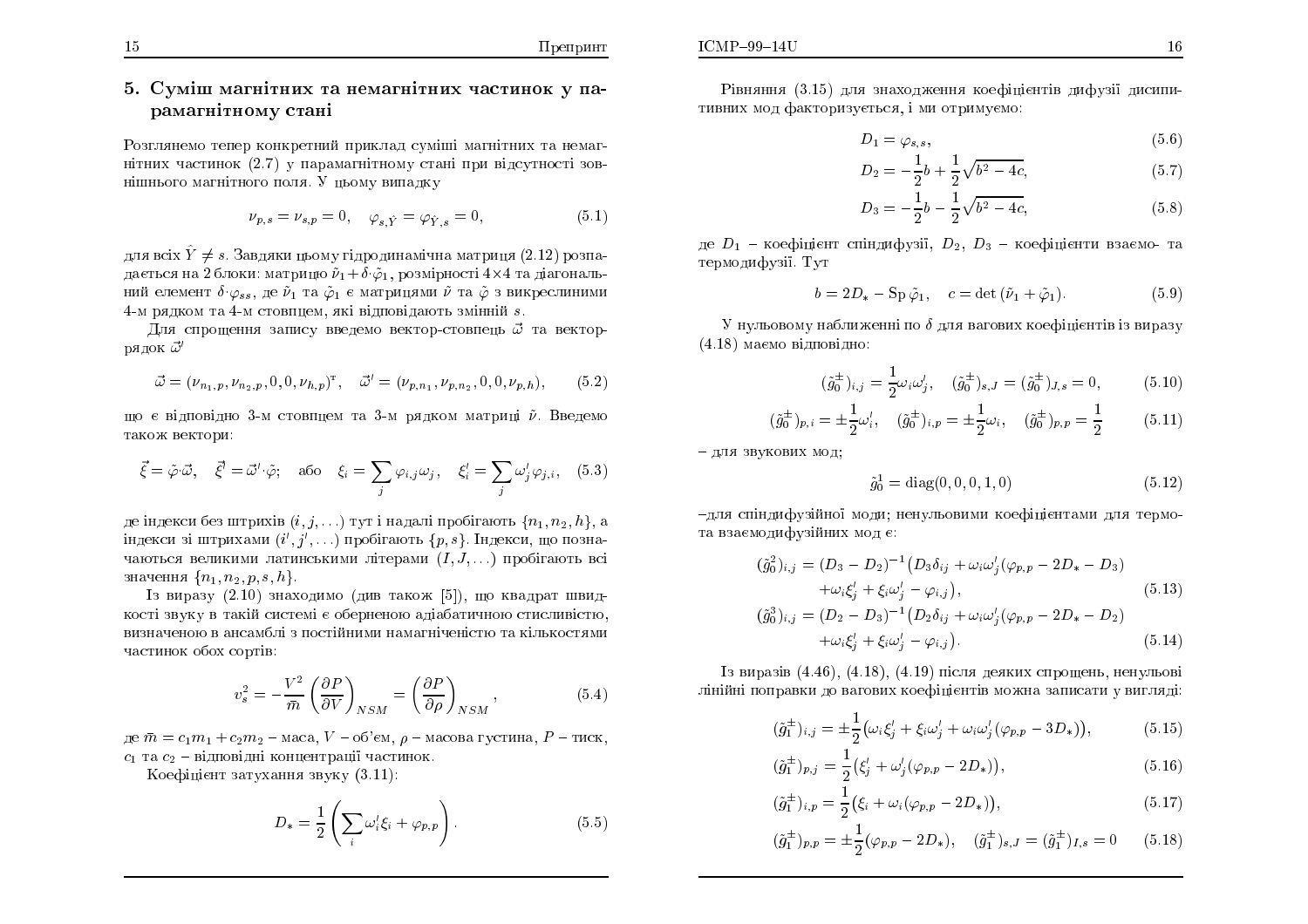## 5. Суміш магнітних та немагнітних частинок у парамагнітному стані

Розглянемо тепер конкретний приклад суміші магнітних та немагнітних частинок (2.7) у парамагнітному стані при відсутності зовнішнього магнітного поля. У цьому випадку

$$\nu_{p,s} = \nu_{s,p} = 0, \quad \varphi_{s,\hat{Y}} = \varphi_{\hat{Y},s} = 0, \tag{5.1}$$

для всіх $\hat{Y} \neq s$. Завдяки цьому гідродинамічна матриця (2.12) розпадається на 2 блоки: матрицю $\tilde{\nu}_1 + \delta \cdot \tilde{\varphi}_1$, розмірності $4 \times 4$ та діагональний елемент $\delta \cdot \varphi_{ss}$, де $\tilde{\nu}_1$ та $\tilde{\varphi}_1$ є матрицями $\tilde{\nu}$ та $\tilde{\varphi}$ з викресленими 4-м рядком та 4-м стовпцем, які відповідають змінній $s$.

Для спрощення запису введемо вектор-стовпець $\vec{\omega}$ та вектор-рядок $\vec{\omega}'$

$$\vec{\omega} = (\nu_{n_1,p}, \nu_{n_2,p}, 0, 0, \nu_{h,p})^{\mathrm{T}}, \quad \vec{\omega}' = (\nu_{p,n_1}, \nu_{p,n_2}, 0, 0, \nu_{p,h}), \tag{5.2}$$

що є відповідно 3-м стовпцем та 3-м рядком матриці $\tilde{\nu}$. Введемо також вектори:

$$\vec{\xi} = \tilde{\varphi} \cdot \vec{\omega}, \quad \vec{\xi}' = \vec{\omega}' \cdot \tilde{\varphi}; \quad \text{або} \quad \xi_i = \sum_j \varphi_{i,j} \omega_j, \quad \xi_i' = \sum_j \omega_j' \varphi_{j,i}, \tag{5.3}$$

де індекси без штрихів $(i, j, \ldots)$ тут і надалі пробігають $\{n_1, n_2, h\}$, а індекси зі штрихами $(i', j', \ldots)$ пробігають $\{p, s\}$. Індекси, що позначаються великими латинськими літерами $(I, J, \ldots)$ пробігають всі значення $\{n_1, n_2, p, s, h\}$.

Із виразу (2.10) знаходимо (див також [5]), що квадрат швидкості звуку в такій системі є оберненою адіабатичною стисливістю, визначеною в ансамблі з постійними намагніченістю та кількостями частинок обох сортів:

$$v_s^2 = -\frac{V^2}{\bar{m}} \left( \frac{\partial P}{\partial V} \right)_{NSM} = \left( \frac{\partial P}{\partial \rho} \right)_{NSM}, \tag{5.4}$$

де $\bar{m} = c_1 m_1 + c_2 m_2$ – маса, $V$ – об'єм, $\rho$ – масова густина, $P$ – тиск, $c_1$ та $c_2$ – відповідні концентрації частинок.

Коефіцієнт затухання звуку (3.11):

$$D_* = \frac{1}{2} \left( \sum_i \omega_i' \xi_i + \varphi_{p,p} \right). \tag{5.5}$$

Рівняння (3.15) для знаходження коефіцієнтів дифузії дисипативних мод факторизується, і ми отримуємо:

$$D_1 = \varphi_{s,s}, \tag{5.6}$$

$$D_2 = -\frac{1}{2} b + \frac{1}{2} \sqrt{b^2 - 4c}, \tag{5.7}$$

$$D_3 = -\frac{1}{2} b - \frac{1}{2} \sqrt{b^2 - 4c}, \tag{5.8}$$

де $D_1$ – коефіцієнт спіндифузії, $D_2$, $D_3$ – коефіцієнти взаємо- та термодифузії. Тут

$$b = 2D_* - \mathrm{Sp}\, \tilde{\varphi}_1, \quad c = \det(\tilde{\nu}_1 + \tilde{\varphi}_1). \tag{5.9}$$

У нульовому наближенні по $\delta$ для вагових коефіцієнтів із виразу (4.18) маємо відповідно:

$$(\tilde{g}_0^{\pm})_{i,j} = \frac{1}{2} \omega_i \omega_j', \quad (\tilde{g}_0^{\pm})_{s,J} = (\tilde{g}_0^{\pm})_{J,s} = 0, \tag{5.10}$$

$$(\tilde{g}_0^{\pm})_{p,i} = \pm \frac{1}{2} \omega_i', \quad (\tilde{g}_0^{\pm})_{i,p} = \pm \frac{1}{2} \omega_i, \quad (\tilde{g}_0^{\pm})_{p,p} = \frac{1}{2} \tag{5.11}$$

– для звукових мод;

$$\tilde{g}_0^1 = \mathrm{diag}(0, 0, 0, 1, 0) \tag{5.12}$$

–для спіндифузійної моди; ненульовими коефіцієнтами для термо- та взаємодифузійних мод є:

$$(\tilde{g}_0^2)_{i,j} = (D_3 - D_2)^{-1} \big( D_3 \delta_{ij} + \omega_i \omega_j' (\varphi_{p,p} - 2D_* - D_3) + \omega_i \xi_j' + \xi_i \omega_j' - \varphi_{i,j} \big), \tag{5.13}$$

$$(\tilde{g}_0^3)_{i,j} = (D_2 - D_3)^{-1} \big( D_2 \delta_{ij} + \omega_i \omega_j' (\varphi_{p,p} - 2D_* - D_2) + \omega_i \xi_j' + \xi_i \omega_j' - \varphi_{i,j} \big). \tag{5.14}$$

Із виразів (4.46), (4.18), (4.19) після деяких спрощень, ненульові лінійні поправки до вагових коефіцієнтів можна записати у вигляді:

$$(\tilde{g}_1^{\pm})_{i,j} = \pm \frac{1}{2} \big( \omega_i \xi_j' + \xi_i \omega_j' + \omega_i \omega_j' (\varphi_{p,p} - 3D_*) \big), \tag{5.15}$$

$$(\tilde{g}_1^{\pm})_{p,j} = \frac{1}{2} \big( \xi_j' + \omega_j' (\varphi_{p,p} - 2D_*) \big), \tag{5.16}$$

$$(\tilde{g}_1^{\pm})_{i,p} = \frac{1}{2} \big( \xi_i + \omega_i (\varphi_{p,p} - 2D_*) \big), \tag{5.17}$$

$$(\tilde{g}_1^{\pm})_{p,p} = \pm \frac{1}{2} (\varphi_{p,p} - 2D_*), \quad (\tilde{g}_1^{\pm})_{s,J} = (\tilde{g}_1^{\pm})_{I,s} = 0 \tag{5.18}$$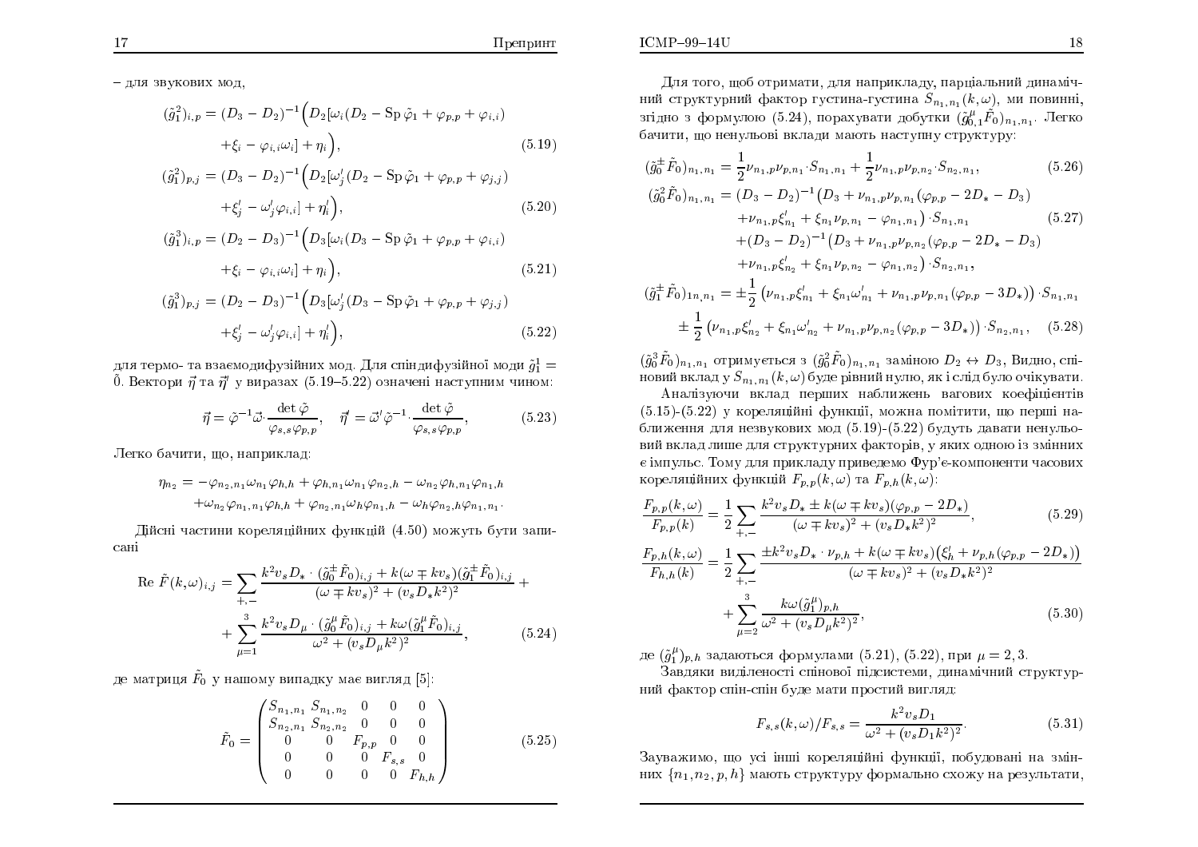– для звукових мод,

$$
\begin{aligned}
(\tilde g_1^2)_{i,p} &= (D_3 - D_2)^{-1}\Big(D_2[\omega_i(D_2 - \mathrm{Sp}\,\tilde\varphi_1 + \varphi_{p,p} + \varphi_{i,i}) \\
&\quad + \xi_i - \varphi_{i,i}\omega_i] + \eta_i\Big), \qquad (5.19)\\
(\tilde g_1^2)_{p,j} &= (D_3 - D_2)^{-1}\Big(D_2[\omega'_j(D_2 - \mathrm{Sp}\,\tilde\varphi_1 + \varphi_{p,p} + \varphi_{j,j}) \\
&\quad + \xi'_j - \omega'_j\varphi_{i,i}] + \eta'_i\Big), \qquad (5.20)\\
(\tilde g_1^3)_{i,p} &= (D_2 - D_3)^{-1}\Big(D_3[\omega_i(D_3 - \mathrm{Sp}\,\tilde\varphi_1 + \varphi_{p,p} + \varphi_{i,i}) \\
&\quad + \xi_i - \varphi_{i,i}\omega_i] + \eta_i\Big), \qquad (5.21)\\
(\tilde g_1^3)_{p,j} &= (D_2 - D_3)^{-1}\Big(D_3[\omega'_j(D_3 - \mathrm{Sp}\,\tilde\varphi_1 + \varphi_{p,p} + \varphi_{j,j}) \\
&\quad + \xi'_j - \omega'_j\varphi_{i,i}] + \eta'_i\Big), \qquad (5.22)
\end{aligned}
$$

для термо- та взаємодифузійних мод. Для спіндифузійної моди $\tilde g_1^1 = \tilde 0$. Вектори $\vec\eta$ та $\vec\eta\,'$ у виразах (5.19–5.22) означені наступним чином:

$$
\vec\eta = \tilde\varphi^{-1}\vec\omega\cdot\frac{\det\tilde\varphi}{\varphi_{s,s}\varphi_{p,p}}, \quad \vec\eta\,' = \vec\omega\,'\tilde\varphi^{-1}\cdot\frac{\det\tilde\varphi}{\varphi_{s,s}\varphi_{p,p}}, \qquad (5.23)
$$

Легко бачити, що, наприклад:

$$
\begin{aligned}
\eta_{n_2} &= -\varphi_{n_2,n_1}\omega_{n_1}\varphi_{h,h} + \varphi_{h,n_1}\omega_{n_1}\varphi_{n_2,h} - \omega_{n_2}\varphi_{h,n_1}\varphi_{n_1,h} \\
&\quad + \omega_{n_2}\varphi_{n_1,n_1}\varphi_{h,h} + \varphi_{n_2,n_1}\omega_h\varphi_{n_1,h} - \omega_h\varphi_{n_2,h}\varphi_{n_1,n_1}.
\end{aligned}
$$

Дійсні частини кореляційних функцій (4.50) можуть бути записані

$$
\begin{aligned}
\mathrm{Re}\;\tilde F(k,\omega)_{i,j} &= \sum_{+,-}\frac{k^2 v_s D_*\cdot(\tilde g_0^{\pm}\tilde F_0)_{i,j} + k(\omega\mp kv_s)(\tilde g_1^{\pm}\tilde F_0)_{i,j}}{(\omega\mp kv_s)^2 + (v_s D_* k^2)^2} + \\
&\quad + \sum_{\mu=1}^{3}\frac{k^2 v_s D_\mu\cdot(\tilde g_0^{\mu}\tilde F_0)_{i,j} + k\omega(\tilde g_1^{\mu}\tilde F_0)_{i,j}}{\omega^2 + (v_s D_\mu k^2)^2}, \qquad (5.24)
\end{aligned}
$$

де матриця $\tilde F_0$ у нашому випадку має вигляд [5]:

$$
\tilde F_0 = \begin{pmatrix}
S_{n_1,n_1} & S_{n_1,n_2} & 0 & 0 & 0\\
S_{n_2,n_1} & S_{n_2,n_2} & 0 & 0 & 0\\
0 & 0 & F_{p,p} & 0 & 0\\
0 & 0 & 0 & F_{s,s} & 0\\
0 & 0 & 0 & 0 & F_{h,h}
\end{pmatrix} \qquad (5.25)
$$

Для того, щоб отримати, для наприклад, парціальний динамічний структурний фактор густина-густина $S_{n_1,n_1}(k,\omega)$, ми повинні, згідно з формулою (5.24), порахувати добутки $(\tilde g_{0,1}^{\mu}\tilde F_0)_{n_1,n_1}$. Легко бачити, що ненульові вклади мають наступну структуру:

$$
\begin{aligned}
(\tilde g_0^{\pm}\tilde F_0)_{n_1,n_1} &= \frac12\nu_{n_1,p}\nu_{p,n_1}\cdot S_{n_1,n_1} + \frac12\nu_{n_1,p}\nu_{p,n_2}\cdot S_{n_2,n_1}, \qquad (5.26)\\
(\tilde g_0^{2}\tilde F_0)_{n_1,n_1} &= (D_3 - D_2)^{-1}\big(D_3 + \nu_{n_1,p}\nu_{p,n_1}(\varphi_{p,p} - 2D_* - D_3) \\
&\quad + \nu_{n_1,p}\xi'_{n_1} + \xi_{n_1}\nu_{p,n_1} - \varphi_{n_1,n_1}\big)\cdot S_{n_1,n_1} \qquad (5.27)\\
&\quad + (D_3 - D_2)^{-1}\big(D_3 + \nu_{n_1,p}\nu_{p,n_2}(\varphi_{p,p} - 2D_* - D_3) \\
&\quad + \nu_{n_1,p}\xi'_{n_2} + \xi_{n_1}\nu_{p,n_2} - \varphi_{n_1,n_2}\big)\cdot S_{n_2,n_1},\\
(\tilde g_1^{\pm}\tilde F_0)_{1n,n_1} &= \pm\frac12\left(\nu_{n_1,p}\xi'_{n_1} + \xi_{n_1}\omega'_{n_1} + \nu_{n_1,p}\nu_{p,n_1}(\varphi_{p,p} - 3D_*)\right)\cdot S_{n_1,n_1}\\
&\quad \pm\frac12\left(\nu_{n_1,p}\xi'_{n_2} + \xi_{n_1}\omega'_{n_2} + \nu_{n_1,p}\nu_{p,n_2}(\varphi_{p,p} - 3D_*)\right)\cdot S_{n_2,n_1}, \qquad (5.28)
\end{aligned}
$$

$(\tilde g_0^3\tilde F_0)_{n_1,n_1}$ отримується з $(\tilde g_0^2\tilde F_0)_{n_1,n_1}$ заміною $D_2 \leftrightarrow D_3$, Видно, спіновий вклад у $S_{n_1,n_1}(k,\omega)$ буде рівний нулю, як і слід було очікувати.

Аналізуючи вклад перших наближень вагових коефіцієнтів (5.15)-(5.22) у кореляційні функції, можна помітити, що перші наближення для незвукових мод (5.19)-(5.22) будуть давати ненульовий вклад лише для структурних факторів, у яких одною із змінних є імпульс. Тому для прикладу приведемо Фур'є-компоненти часових кореляційних функцій $F_{p,p}(k,\omega)$ та $F_{p,h}(k,\omega)$:

$$
\frac{F_{p,p}(k,\omega)}{F_{p,p}(k)} = \frac12\sum_{+,-}\frac{k^2 v_s D_* \pm k(\omega\mp kv_s)(\varphi_{p,p} - 2D_*)}{(\omega\mp kv_s)^2 + (v_s D_* k^2)^2}, \qquad (5.29)
$$

$$
\begin{aligned}
\frac{F_{p,h}(k,\omega)}{F_{h,h}(k)} &= \frac12\sum_{+,-}\frac{\pm k^2 v_s D_*\cdot\nu_{p,h} + k(\omega\mp kv_s)\big(\xi'_h + \nu_{p,h}(\varphi_{p,p} - 2D_*)\big)}{(\omega\mp kv_s)^2 + (v_s D_* k^2)^2}\\
&\quad + \sum_{\mu=2}^{3}\frac{k\omega(\tilde g_1^{\mu})_{p,h}}{\omega^2 + (v_s D_\mu k^2)^2}, \qquad (5.30)
\end{aligned}
$$

де $(\tilde g_1^{\mu})_{p,h}$ задаються формулами (5.21), (5.22), при $\mu = 2, 3$.

Завдяки виділеності спінової підсистеми, динамічний структурний фактор спін-спін буде мати простий вигляд:

$$
F_{s,s}(k,\omega)/F_{s,s} = \frac{k^2 v_s D_1}{\omega^2 + (v_s D_1 k^2)^2}. \qquad (5.31)
$$

Зауважимо, що усі інші кореляційні функції, побудовані на змінних $\{n_1, n_2, p, h\}$ мають структуру формально схожу на результати,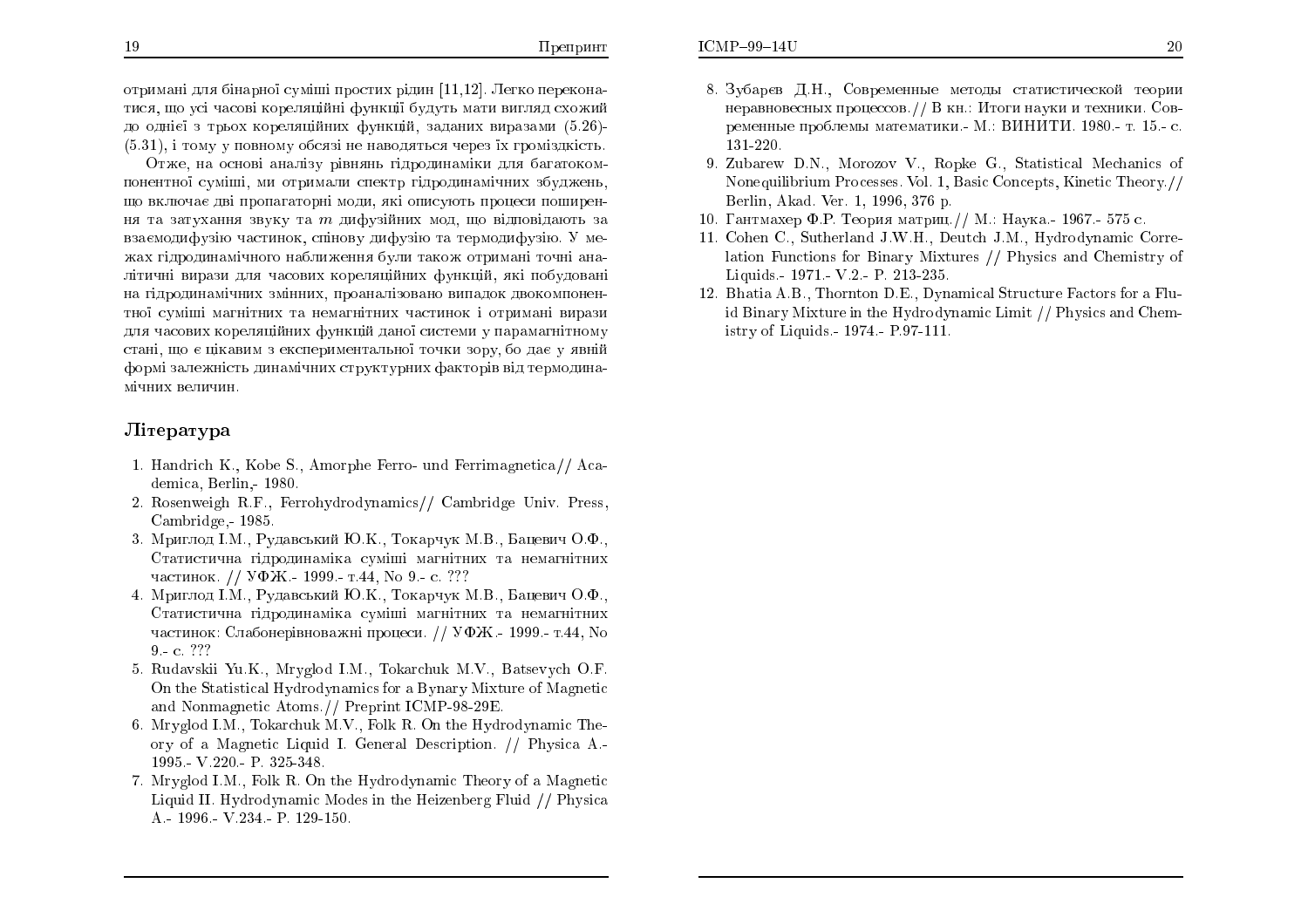отримані для бінарної суміші простих рідин [11,12]. Легко переконатися, що усі часові кореляційні функції будуть мати вигляд схожий до однієї з трьох кореляційних функцій, заданих виразами (5.26)-(5.31), і тому у повному обсязі не наводяться через їх громіздкість.

Отже, на основі аналізу рівнянь гідродинаміки для багатокомпонентної суміші, ми отримали спектр гідродинамічних збуджень, що включає дві пропагаторні моди, які описують процеси поширення та затухання звуку та $m$ дифузійних мод, що відповідають за взаємодифузію частинок, спінову дифузію та термодифузію. У межах гідродинамічного наближення були також отримані точні аналітичні вирази для часових кореляційних функцій, які побудовані на гідродинамічних змінних, проаналізовано випадок двокомпонентної суміші магнітних та немагнітних частинок і отримані вирази для часових кореляційних функцій даної системи у парамагнітному стані, що є цікавим з експериментальної точки зору, бо дає у явній формі залежність динамічних структурних факторів від термодинамічних величин.

## Література

1. Handrich K., Kobe S., Amorphe Ferro- und Ferrimagnetica// Academica, Berlin,- 1980.
2. Rosenweigh R.F., Ferrohydrodynamics// Cambridge Univ. Press, Cambridge,- 1985.
3. Мриглод І.М., Рудавський Ю.К., Токарчук М.В., Бацевич О.Ф., Статистична гідродинаміка суміші магнітних та немагнітних частинок. // УФЖ.- 1999.- т.44, No 9.- с. ???
4. Мриглод І.М., Рудавський Ю.К., Токарчук М.В., Бацевич О.Ф., Статистична гідродинаміка суміші магнітних та немагнітних частинок: Слабонерівноважні процеси. // УФЖ.- 1999.- т.44, No 9.- с. ???
5. Rudavskii Yu.K., Mryglod I.M., Tokarchuk M.V., Batsevych O.F. On the Statistical Hydrodynamics for a Bynary Mixture of Magnetic and Nonmagnetic Atoms.// Preprint ICMP-98-29E.
6. Mryglod I.M., Tokarchuk M.V., Folk R. On the Hydrodynamic Theory of a Magnetic Liquid I. General Description. // Physica A.- 1995.- V.220.- P. 325-348.
7. Mryglod I.M., Folk R. On the Hydrodynamic Theory of a Magnetic Liquid II. Hydrodynamic Modes in the Heizenberg Fluid // Physica A.- 1996.- V.234.- P. 129-150.
8. Зубарев Д.Н., Современные методы статистической теории неравновесных процессов.// В кн.: Итоги науки и техники. Современные проблемы математики.- М.: ВИНИТИ. 1980.- т. 15.- с. 131-220.
9. Zubarew D.N., Morozov V., Ropke G., Statistical Mechanics of Nonequilibrium Processes. Vol. 1, Basic Concepts, Kinetic Theory.// Berlin, Akad. Ver. 1, 1996, 376 p.
10. Гантмахер Ф.Р. Теория матриц.// М.: Наука.- 1967.- 575 с.
11. Cohen C., Sutherland J.W.H., Deutch J.M., Hydrodynamic Correlation Functions for Binary Mixtures // Physics and Chemistry of Liquids.- 1971.- V.2.- P. 213-235.
12. Bhatia A.B., Thornton D.E., Dynamical Structure Factors for a Fluid Binary Mixture in the Hydrodynamic Limit // Physics and Chemistry of Liquids.- 1974.- P.97-111.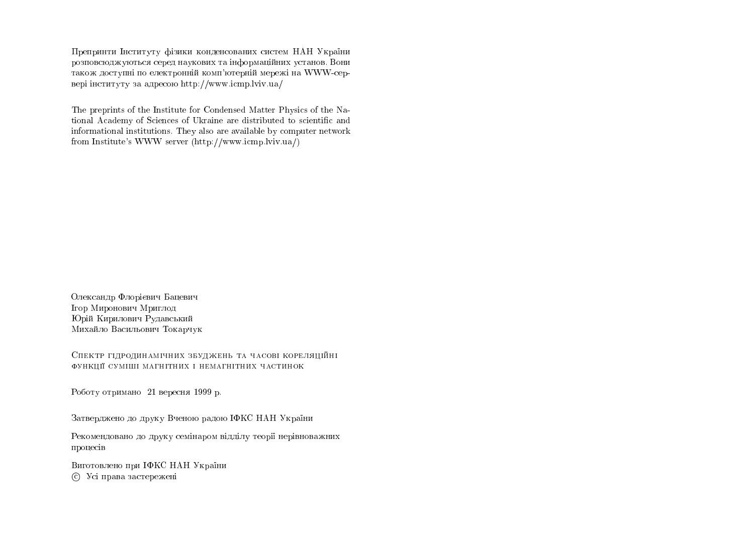Препринти Інституту фізики конденсованих систем НАН України розповсюджуються серед наукових та інформаційних установ. Вони також доступні по електронній комп'ютерній мережі на WWW-сервері інституту за адресою http://www.icmp.lviv.ua/

The preprints of the Institute for Condensed Matter Physics of the National Academy of Sciences of Ukraine are distributed to scientific and informational institutions. They also are available by computer network from Institute's WWW server (http://www.icmp.lviv.ua/)

Олександр Флорієвич Бацевич
Ігор Миронович Мриглод
Юрій Кирилович Рудавський
Михайло Васильович Токарчук

Спектр гідродинамічних збуджень та часові кореляційні функції суміші магнітних і немагнітних частинок

Роботу отримано 21 вересня 1999 р.

Затверджено до друку Вченою радою ІФКС НАН України

Рекомендовано до друку семінаром відділу теорії нерівноважних процесів

Виготовлено при ІФКС НАН України
© Усі права застережені